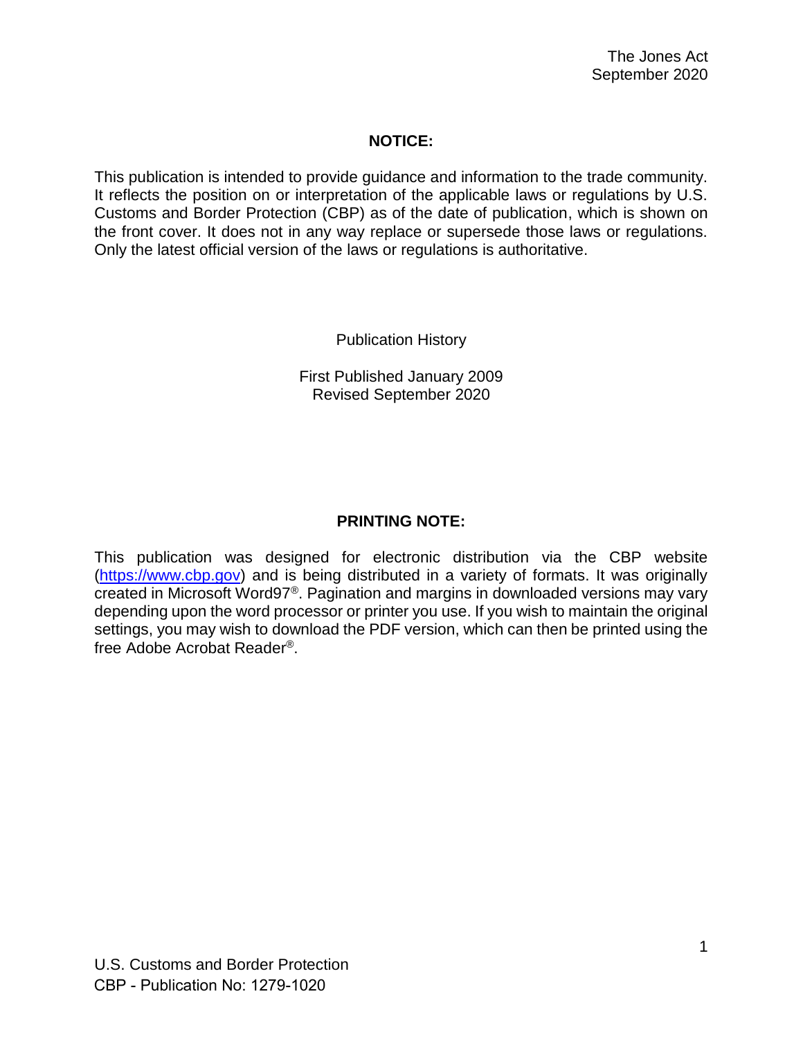**NOTICE:**

This publication is intended to provide guidance and information to the trade community. It reflects the position on or interpretation of the applicable laws or regulations by U.S. Customs and Border Protection (CBP) as of the date of publication, which is shown on the front cover. It does not in any way replace or supersede those laws or regulations. Only the latest official version of the laws or regulations is authoritative.

Publication History

First Published January 2009
Revised September 2020

**PRINTING NOTE:**

This publication was designed for electronic distribution via the CBP website (https://www.cbp.gov) and is being distributed in a variety of formats. It was originally created in Microsoft Word97®. Pagination and margins in downloaded versions may vary depending upon the word processor or printer you use. If you wish to maintain the original settings, you may wish to download the PDF version, which can then be printed using the free Adobe Acrobat Reader®.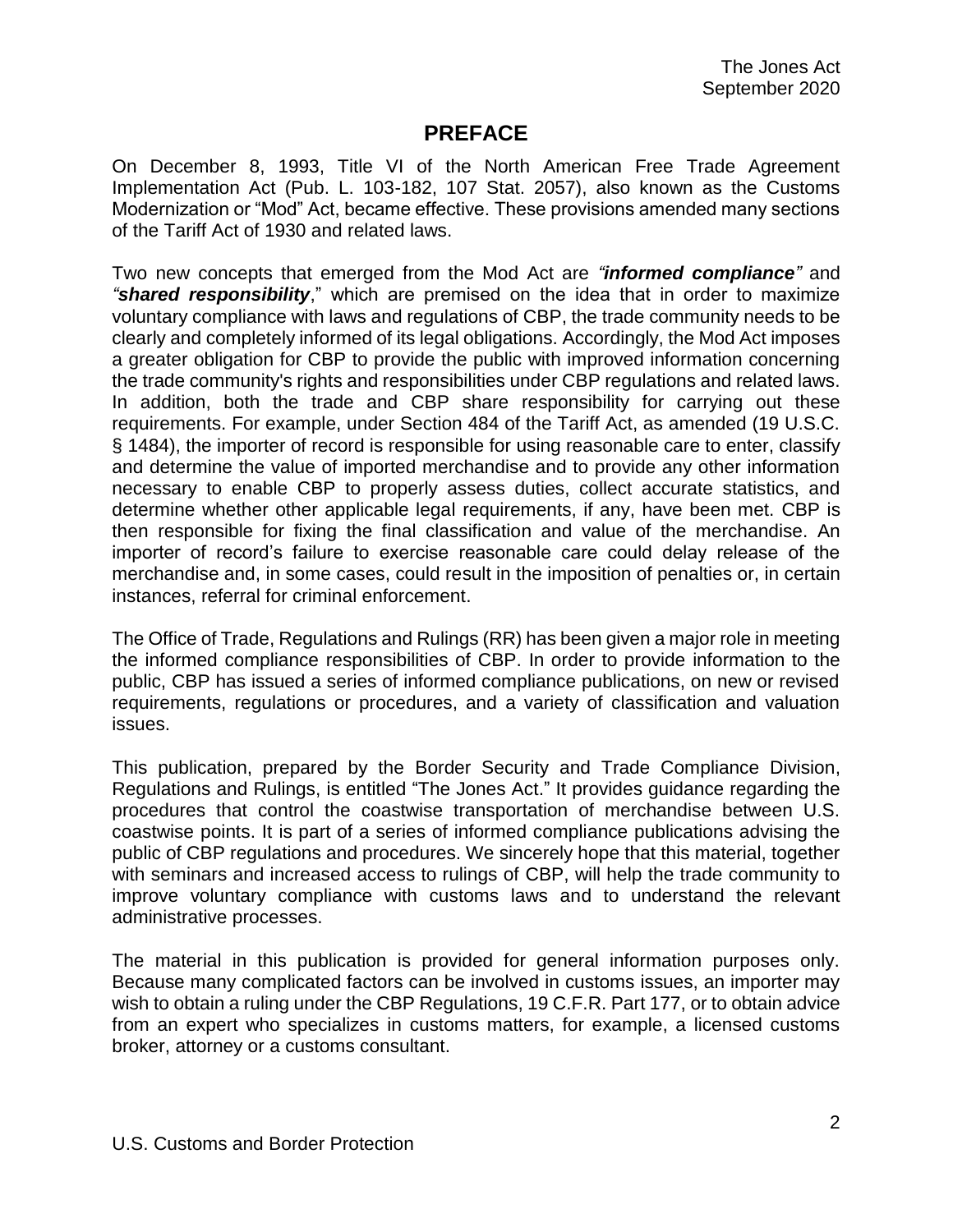# PREFACE

On December 8, 1993, Title VI of the North American Free Trade Agreement Implementation Act (Pub. L. 103-182, 107 Stat. 2057), also known as the Customs Modernization or "Mod" Act, became effective. These provisions amended many sections of the Tariff Act of 1930 and related laws.

Two new concepts that emerged from the Mod Act are *"**informed compliance**"* and *"**shared responsibility**,"* which are premised on the idea that in order to maximize voluntary compliance with laws and regulations of CBP, the trade community needs to be clearly and completely informed of its legal obligations. Accordingly, the Mod Act imposes a greater obligation for CBP to provide the public with improved information concerning the trade community's rights and responsibilities under CBP regulations and related laws. In addition, both the trade and CBP share responsibility for carrying out these requirements. For example, under Section 484 of the Tariff Act, as amended (19 U.S.C. § 1484), the importer of record is responsible for using reasonable care to enter, classify and determine the value of imported merchandise and to provide any other information necessary to enable CBP to properly assess duties, collect accurate statistics, and determine whether other applicable legal requirements, if any, have been met. CBP is then responsible for fixing the final classification and value of the merchandise. An importer of record's failure to exercise reasonable care could delay release of the merchandise and, in some cases, could result in the imposition of penalties or, in certain instances, referral for criminal enforcement.

The Office of Trade, Regulations and Rulings (RR) has been given a major role in meeting the informed compliance responsibilities of CBP. In order to provide information to the public, CBP has issued a series of informed compliance publications, on new or revised requirements, regulations or procedures, and a variety of classification and valuation issues.

This publication, prepared by the Border Security and Trade Compliance Division, Regulations and Rulings, is entitled "The Jones Act." It provides guidance regarding the procedures that control the coastwise transportation of merchandise between U.S. coastwise points. It is part of a series of informed compliance publications advising the public of CBP regulations and procedures. We sincerely hope that this material, together with seminars and increased access to rulings of CBP, will help the trade community to improve voluntary compliance with customs laws and to understand the relevant administrative processes.

The material in this publication is provided for general information purposes only. Because many complicated factors can be involved in customs issues, an importer may wish to obtain a ruling under the CBP Regulations, 19 C.F.R. Part 177, or to obtain advice from an expert who specializes in customs matters, for example, a licensed customs broker, attorney or a customs consultant.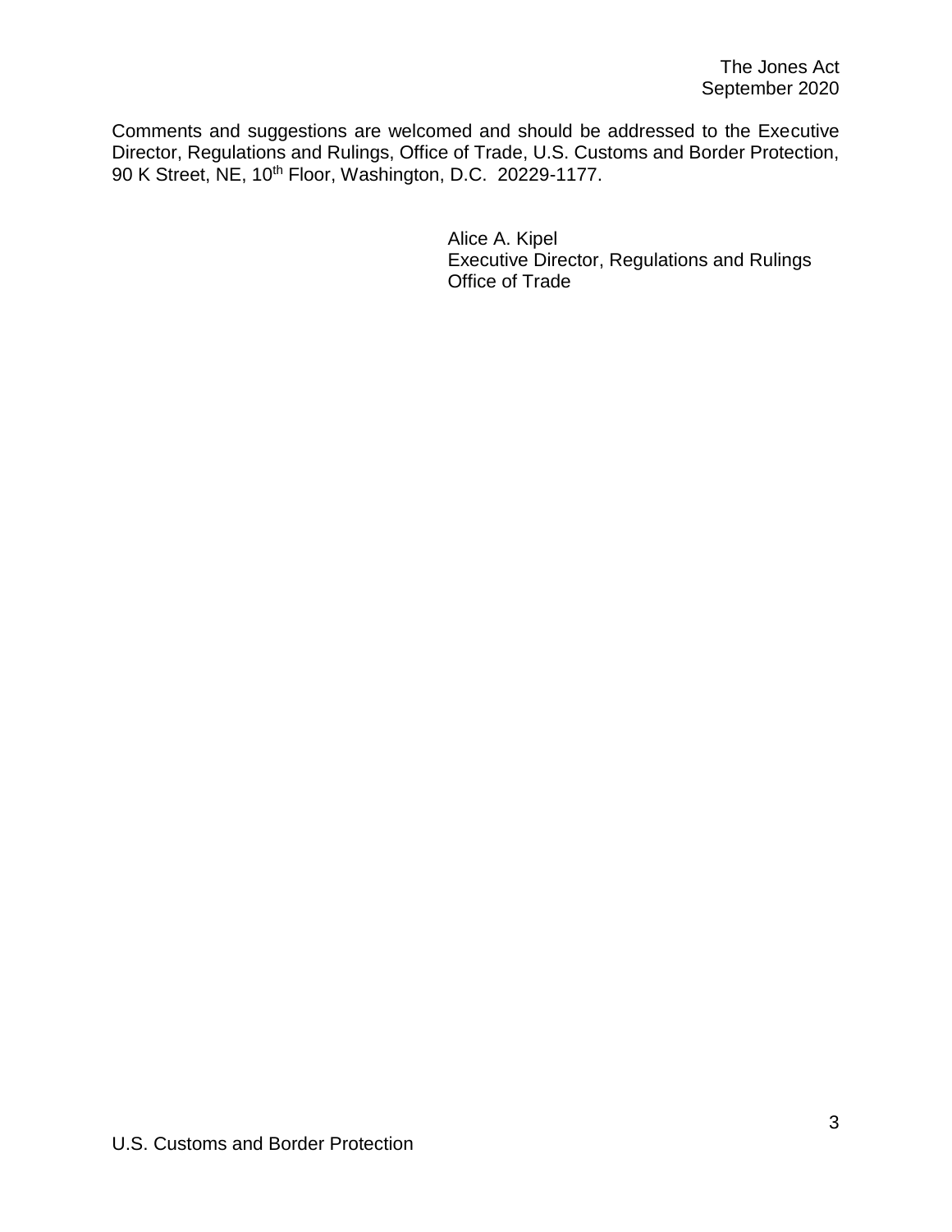Comments and suggestions are welcomed and should be addressed to the Executive Director, Regulations and Rulings, Office of Trade, U.S. Customs and Border Protection, 90 K Street, NE, 10th Floor, Washington, D.C. 20229-1177.

Alice A. Kipel
Executive Director, Regulations and Rulings
Office of Trade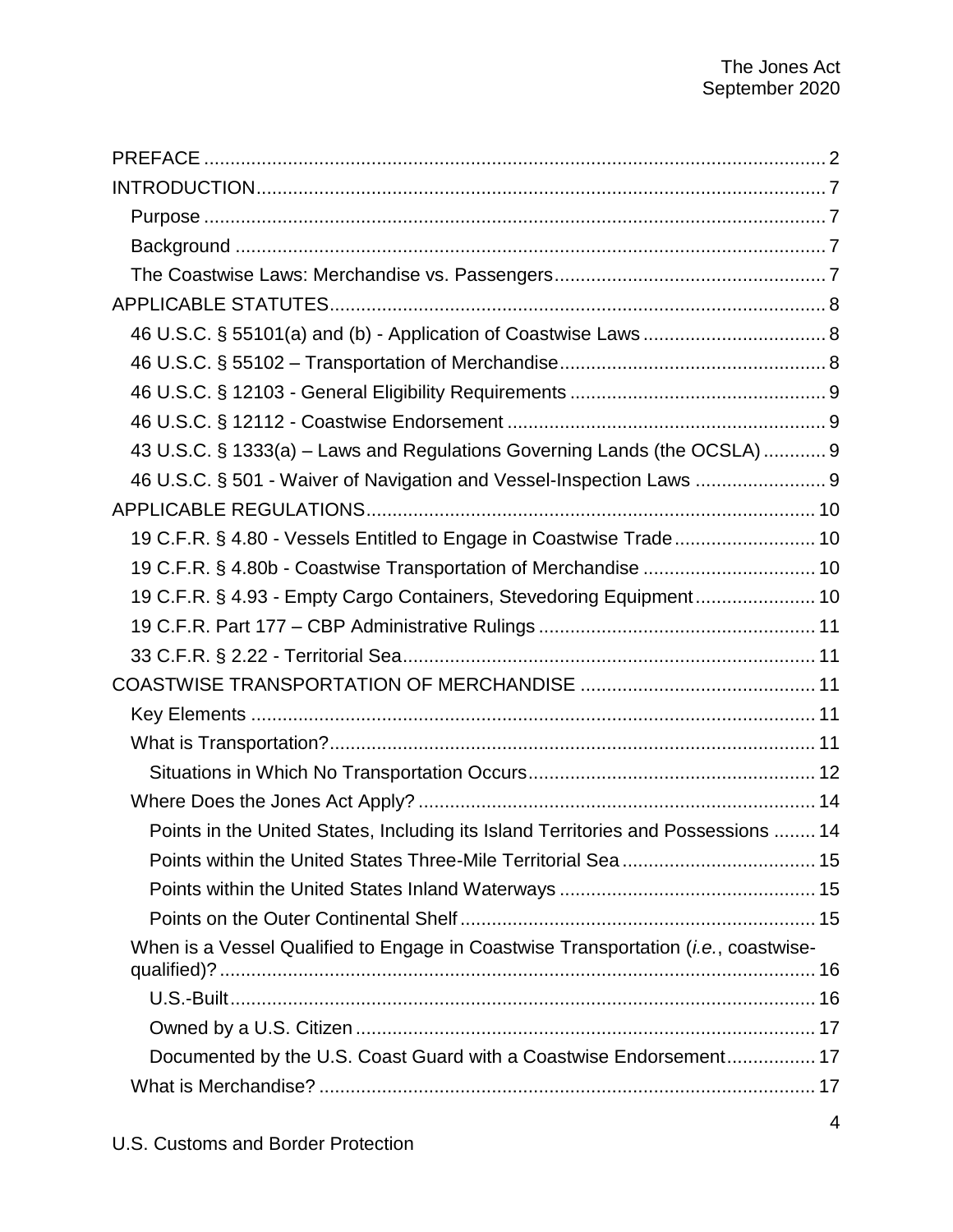PREFACE ........................................................................................................ 2

INTRODUCTION.............................................................................................. 7

- Purpose ........................................................................................................ 7
- Background .................................................................................................. 7
- The Coastwise Laws: Merchandise vs. Passengers.................................... 7

APPLICABLE STATUTES................................................................................ 8

- 46 U.S.C. § 55101(a) and (b) - Application of Coastwise Laws .................................. 8
- 46 U.S.C. § 55102 – Transportation of Merchandise.................................................. 8
- 46 U.S.C. § 12103 - General Eligibility Requirements ................................................ 9
- 46 U.S.C. § 12112 - Coastwise Endorsement ............................................................ 9
- 43 U.S.C. § 1333(a) – Laws and Regulations Governing Lands (the OCSLA) ............ 9
- 46 U.S.C. § 501 - Waiver of Navigation and Vessel-Inspection Laws ......................... 9

APPLICABLE REGULATIONS...................................................................... 10

- 19 C.F.R. § 4.80 - Vessels Entitled to Engage in Coastwise Trade........................... 10
- 19 C.F.R. § 4.80b - Coastwise Transportation of Merchandise ................................. 10
- 19 C.F.R. § 4.93 - Empty Cargo Containers, Stevedoring Equipment....................... 10
- 19 C.F.R. Part 177 – CBP Administrative Rulings ..................................................... 11
- 33 C.F.R. § 2.22 - Territorial Sea.............................................................................. 11

COASTWISE TRANSPORTATION OF MERCHANDISE ............................................. 11

- Key Elements ........................................................................................................... 11
- What is Transportation?............................................................................................ 11
  - Situations in Which No Transportation Occurs...................................................... 12
- Where Does the Jones Act Apply? ........................................................................... 14
  - Points in the United States, Including its Island Territories and Possessions ........ 14
  - Points within the United States Three-Mile Territorial Sea .................................... 15
  - Points within the United States Inland Waterways ................................................ 15
  - Points on the Outer Continental Shelf ................................................................... 15
- When is a Vessel Qualified to Engage in Coastwise Transportation (*i.e.*, coastwise-qualified)? .................................................................................................................. 16
  - U.S.-Built................................................................................................................ 16
  - Owned by a U.S. Citizen ....................................................................................... 17
  - Documented by the U.S. Coast Guard with a Coastwise Endorsement................. 17
- What is Merchandise? ............................................................................................... 17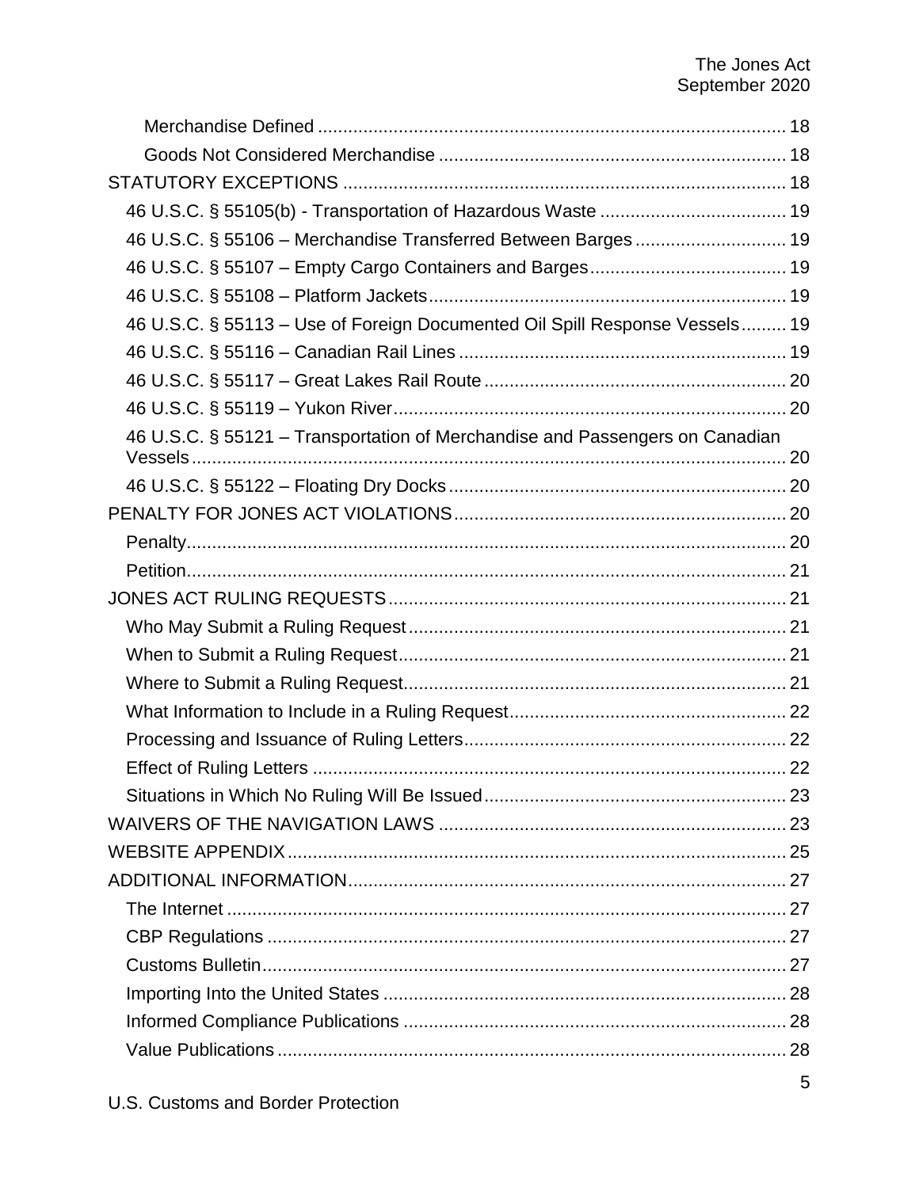Merchandise Defined ........................................................................................ 18

Goods Not Considered Merchandise ................................................................ 18

STATUTORY EXCEPTIONS .................................................................................... 18

46 U.S.C. § 55105(b) - Transportation of Hazardous Waste .................................... 19

46 U.S.C. § 55106 – Merchandise Transferred Between Barges ............................. 19

46 U.S.C. § 55107 – Empty Cargo Containers and Barges ...................................... 19

46 U.S.C. § 55108 – Platform Jackets ..................................................................... 19

46 U.S.C. § 55113 – Use of Foreign Documented Oil Spill Response Vessels ......... 19

46 U.S.C. § 55116 – Canadian Rail Lines ................................................................ 19

46 U.S.C. § 55117 – Great Lakes Rail Route ........................................................... 20

46 U.S.C. § 55119 – Yukon River ............................................................................ 20

46 U.S.C. § 55121 – Transportation of Merchandise and Passengers on Canadian Vessels ..................................................................................................................... 20

46 U.S.C. § 55122 – Floating Dry Docks .................................................................. 20

PENALTY FOR JONES ACT VIOLATIONS ................................................................. 20

Penalty ...................................................................................................................... 20

Petition ...................................................................................................................... 21

JONES ACT RULING REQUESTS .............................................................................. 21

Who May Submit a Ruling Request .......................................................................... 21

When to Submit a Ruling Request ............................................................................ 21

Where to Submit a Ruling Request ........................................................................... 21

What Information to Include in a Ruling Request ...................................................... 22

Processing and Issuance of Ruling Letters ............................................................... 22

Effect of Ruling Letters ............................................................................................. 22

Situations in Which No Ruling Will Be Issued ........................................................... 23

WAIVERS OF THE NAVIGATION LAWS .................................................................... 23

WEBSITE APPENDIX .................................................................................................. 25

ADDITIONAL INFORMATION ...................................................................................... 27

The Internet .............................................................................................................. 27

CBP Regulations ...................................................................................................... 27

Customs Bulletin ....................................................................................................... 27

Importing Into the United States ............................................................................... 28

Informed Compliance Publications ........................................................................... 28

Value Publications .................................................................................................... 28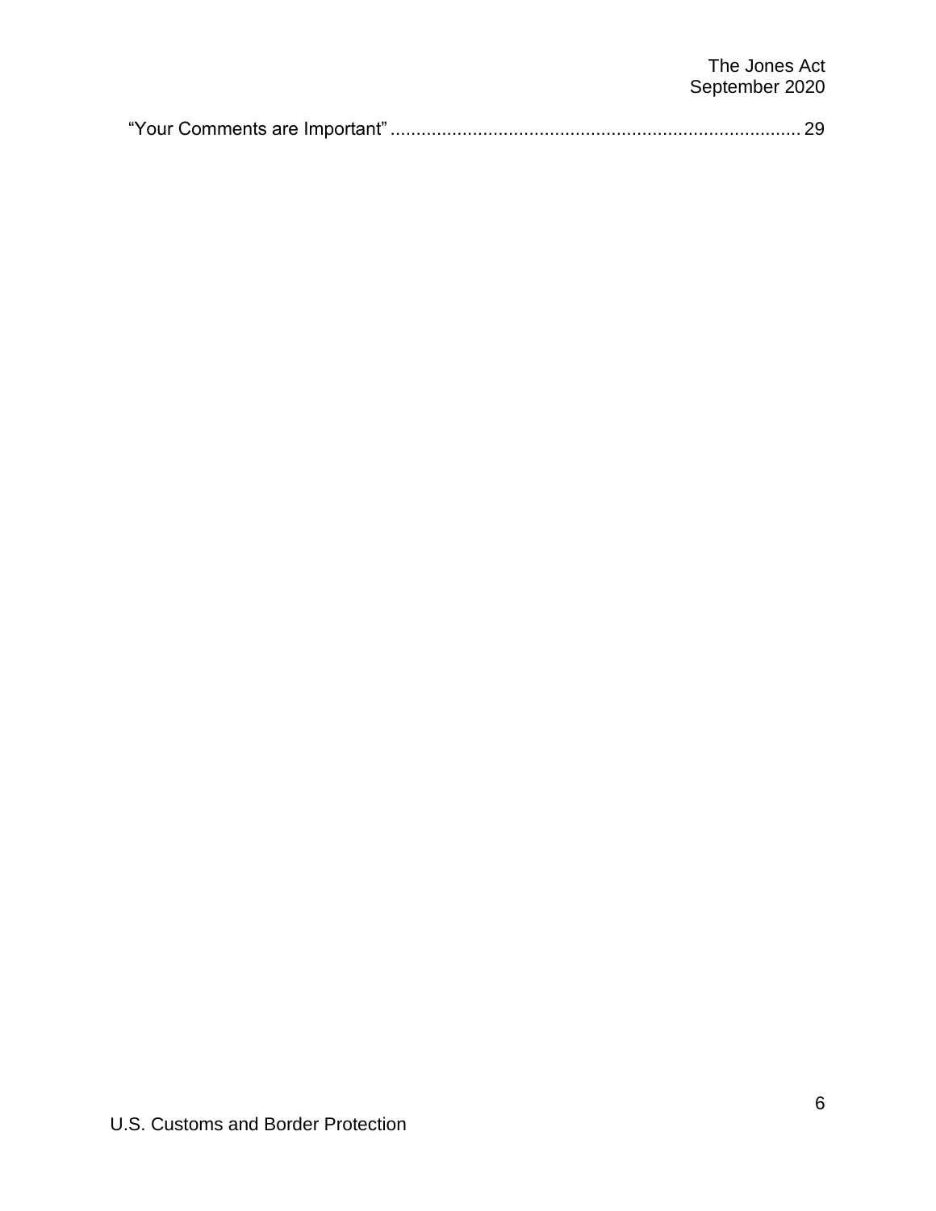"Your Comments are Important" ............................................................................... 29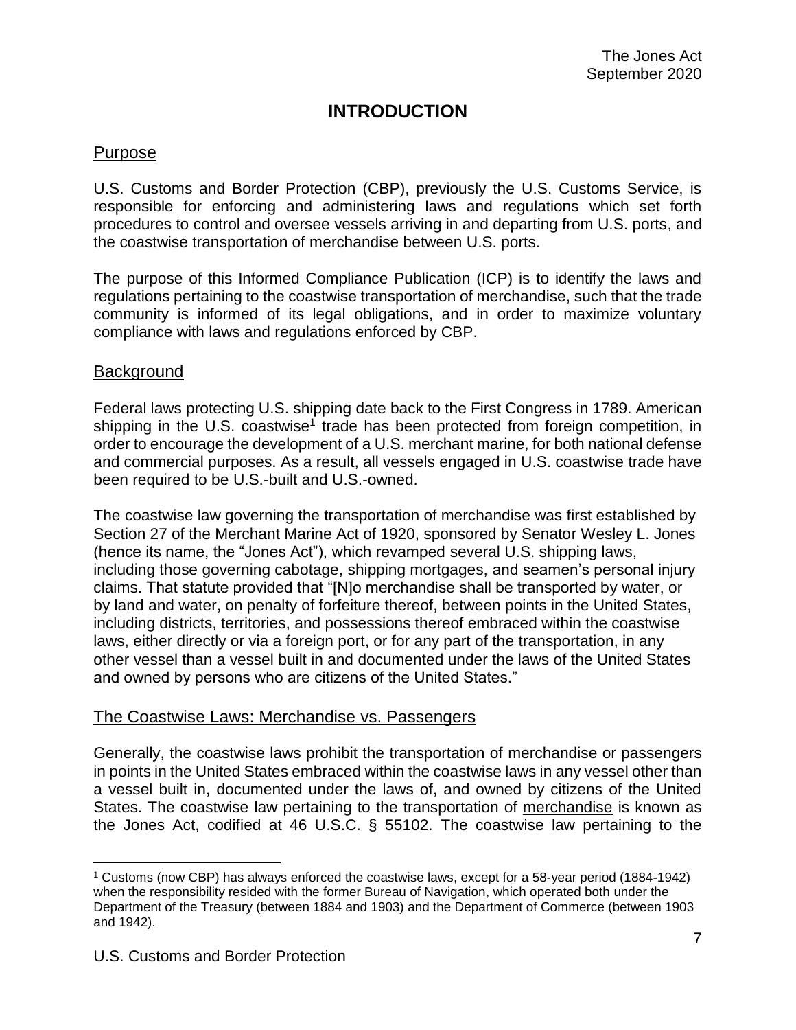# INTRODUCTION

## Purpose

U.S. Customs and Border Protection (CBP), previously the U.S. Customs Service, is responsible for enforcing and administering laws and regulations which set forth procedures to control and oversee vessels arriving in and departing from U.S. ports, and the coastwise transportation of merchandise between U.S. ports.

The purpose of this Informed Compliance Publication (ICP) is to identify the laws and regulations pertaining to the coastwise transportation of merchandise, such that the trade community is informed of its legal obligations, and in order to maximize voluntary compliance with laws and regulations enforced by CBP.

## Background

Federal laws protecting U.S. shipping date back to the First Congress in 1789. American shipping in the U.S. coastwise[1] trade has been protected from foreign competition, in order to encourage the development of a U.S. merchant marine, for both national defense and commercial purposes. As a result, all vessels engaged in U.S. coastwise trade have been required to be U.S.-built and U.S.-owned.

The coastwise law governing the transportation of merchandise was first established by Section 27 of the Merchant Marine Act of 1920, sponsored by Senator Wesley L. Jones (hence its name, the "Jones Act"), which revamped several U.S. shipping laws, including those governing cabotage, shipping mortgages, and seamen's personal injury claims. That statute provided that "[N]o merchandise shall be transported by water, or by land and water, on penalty of forfeiture thereof, between points in the United States, including districts, territories, and possessions thereof embraced within the coastwise laws, either directly or via a foreign port, or for any part of the transportation, in any other vessel than a vessel built in and documented under the laws of the United States and owned by persons who are citizens of the United States."

## The Coastwise Laws: Merchandise vs. Passengers

Generally, the coastwise laws prohibit the transportation of merchandise or passengers in points in the United States embraced within the coastwise laws in any vessel other than a vessel built in, documented under the laws of, and owned by citizens of the United States. The coastwise law pertaining to the transportation of <u>merchandise</u> is known as the Jones Act, codified at 46 U.S.C. § 55102. The coastwise law pertaining to the

[1] Customs (now CBP) has always enforced the coastwise laws, except for a 58-year period (1884-1942) when the responsibility resided with the former Bureau of Navigation, which operated both under the Department of the Treasury (between 1884 and 1903) and the Department of Commerce (between 1903 and 1942).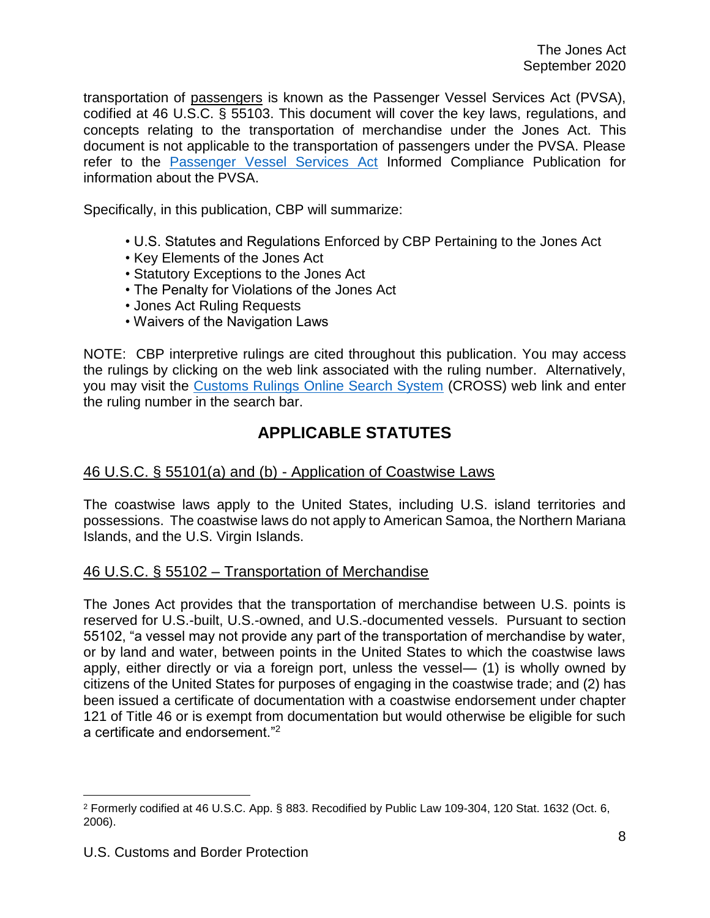transportation of passengers is known as the Passenger Vessel Services Act (PVSA), codified at 46 U.S.C. § 55103. This document will cover the key laws, regulations, and concepts relating to the transportation of merchandise under the Jones Act. This document is not applicable to the transportation of passengers under the PVSA. Please refer to the Passenger Vessel Services Act Informed Compliance Publication for information about the PVSA.

Specifically, in this publication, CBP will summarize:

- U.S. Statutes and Regulations Enforced by CBP Pertaining to the Jones Act
- Key Elements of the Jones Act
- Statutory Exceptions to the Jones Act
- The Penalty for Violations of the Jones Act
- Jones Act Ruling Requests
- Waivers of the Navigation Laws

NOTE: CBP interpretive rulings are cited throughout this publication. You may access the rulings by clicking on the web link associated with the ruling number. Alternatively, you may visit the Customs Rulings Online Search System (CROSS) web link and enter the ruling number in the search bar.

## APPLICABLE STATUTES

### 46 U.S.C. § 55101(a) and (b) - Application of Coastwise Laws

The coastwise laws apply to the United States, including U.S. island territories and possessions. The coastwise laws do not apply to American Samoa, the Northern Mariana Islands, and the U.S. Virgin Islands.

### 46 U.S.C. § 55102 – Transportation of Merchandise

The Jones Act provides that the transportation of merchandise between U.S. points is reserved for U.S.-built, U.S.-owned, and U.S.-documented vessels. Pursuant to section 55102, "a vessel may not provide any part of the transportation of merchandise by water, or by land and water, between points in the United States to which the coastwise laws apply, either directly or via a foreign port, unless the vessel— (1) is wholly owned by citizens of the United States for purposes of engaging in the coastwise trade; and (2) has been issued a certificate of documentation with a coastwise endorsement under chapter 121 of Title 46 or is exempt from documentation but would otherwise be eligible for such a certificate and endorsement."[2]

[2] Formerly codified at 46 U.S.C. App. § 883. Recodified by Public Law 109-304, 120 Stat. 1632 (Oct. 6, 2006).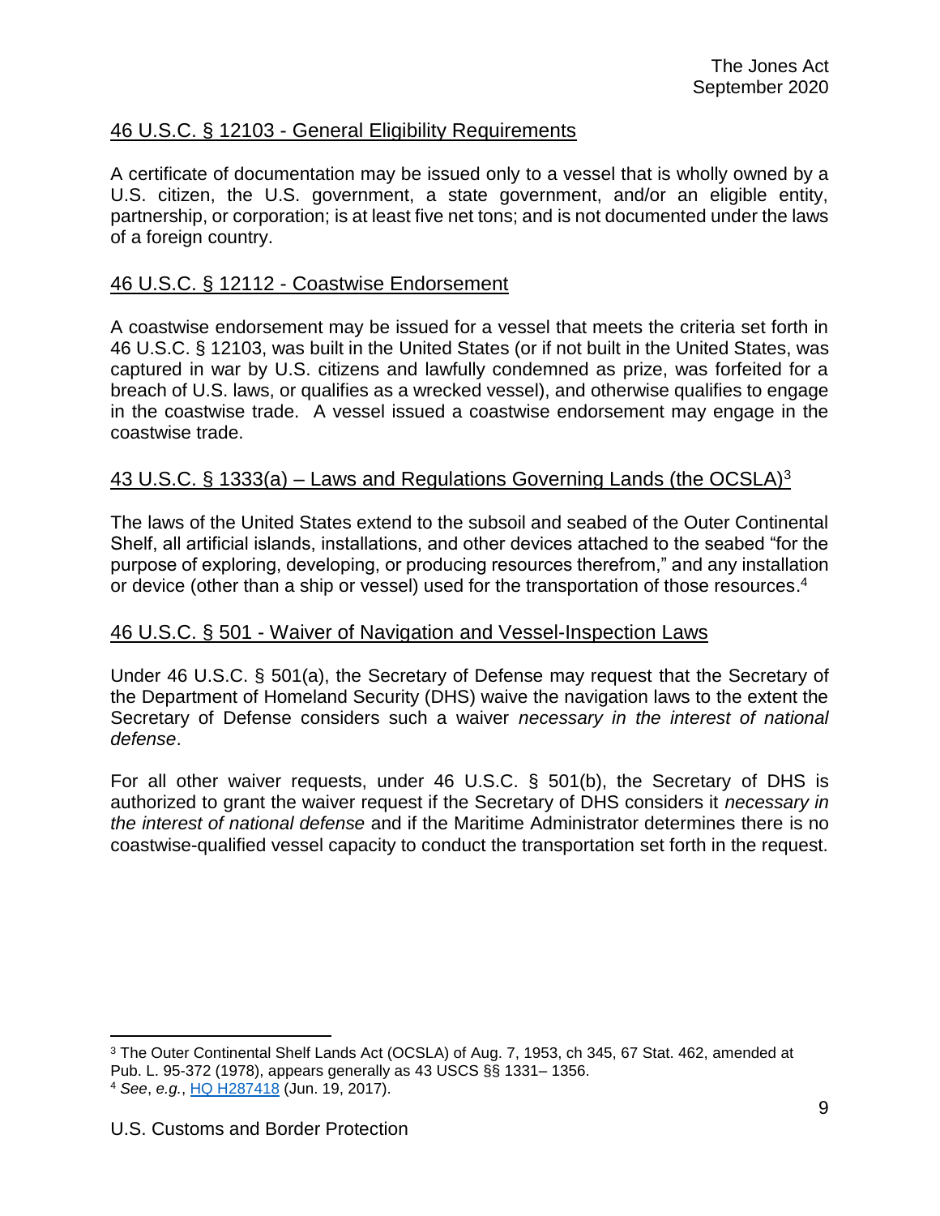## 46 U.S.C. § 12103 - General Eligibility Requirements

A certificate of documentation may be issued only to a vessel that is wholly owned by a U.S. citizen, the U.S. government, a state government, and/or an eligible entity, partnership, or corporation; is at least five net tons; and is not documented under the laws of a foreign country.

## 46 U.S.C. § 12112 - Coastwise Endorsement

A coastwise endorsement may be issued for a vessel that meets the criteria set forth in 46 U.S.C. § 12103, was built in the United States (or if not built in the United States, was captured in war by U.S. citizens and lawfully condemned as prize, was forfeited for a breach of U.S. laws, or qualifies as a wrecked vessel), and otherwise qualifies to engage in the coastwise trade. A vessel issued a coastwise endorsement may engage in the coastwise trade.

## 43 U.S.C. § 1333(a) – Laws and Regulations Governing Lands (the OCSLA)[3]

The laws of the United States extend to the subsoil and seabed of the Outer Continental Shelf, all artificial islands, installations, and other devices attached to the seabed "for the purpose of exploring, developing, or producing resources therefrom," and any installation or device (other than a ship or vessel) used for the transportation of those resources.[4]

## 46 U.S.C. § 501 - Waiver of Navigation and Vessel-Inspection Laws

Under 46 U.S.C. § 501(a), the Secretary of Defense may request that the Secretary of the Department of Homeland Security (DHS) waive the navigation laws to the extent the Secretary of Defense considers such a waiver *necessary in the interest of national defense*.

For all other waiver requests, under 46 U.S.C. § 501(b), the Secretary of DHS is authorized to grant the waiver request if the Secretary of DHS considers it *necessary in the interest of national defense* and if the Maritime Administrator determines there is no coastwise-qualified vessel capacity to conduct the transportation set forth in the request.

---

[3] The Outer Continental Shelf Lands Act (OCSLA) of Aug. 7, 1953, ch 345, 67 Stat. 462, amended at Pub. L. 95-372 (1978), appears generally as 43 USCS §§ 1331– 1356.

[4] *See*, *e.g.*, HQ H287418 (Jun. 19, 2017).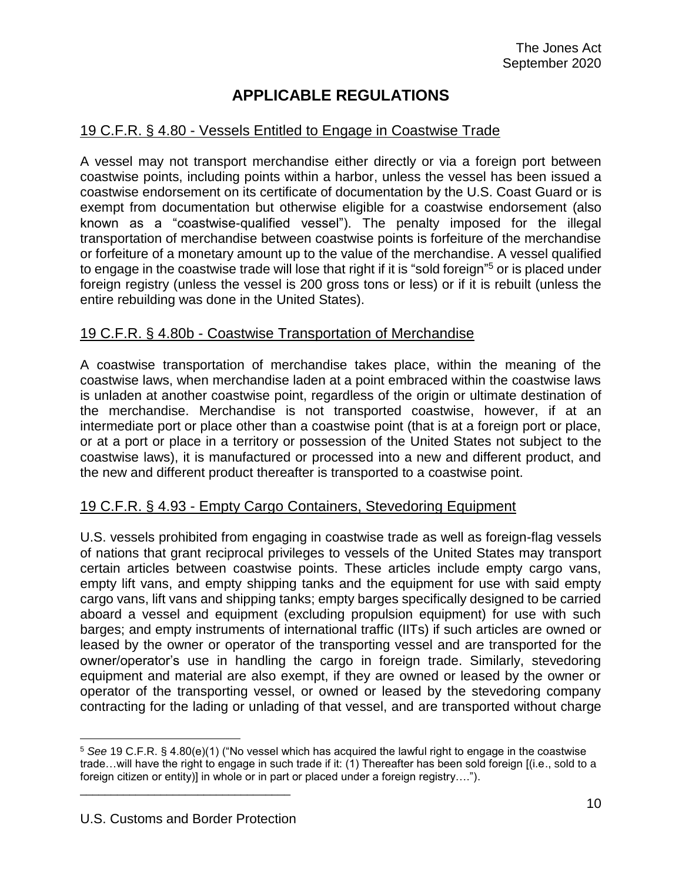# APPLICABLE REGULATIONS

## 19 C.F.R. § 4.80 - Vessels Entitled to Engage in Coastwise Trade

A vessel may not transport merchandise either directly or via a foreign port between coastwise points, including points within a harbor, unless the vessel has been issued a coastwise endorsement on its certificate of documentation by the U.S. Coast Guard or is exempt from documentation but otherwise eligible for a coastwise endorsement (also known as a "coastwise-qualified vessel"). The penalty imposed for the illegal transportation of merchandise between coastwise points is forfeiture of the merchandise or forfeiture of a monetary amount up to the value of the merchandise. A vessel qualified to engage in the coastwise trade will lose that right if it is "sold foreign"[5] or is placed under foreign registry (unless the vessel is 200 gross tons or less) or if it is rebuilt (unless the entire rebuilding was done in the United States).

## 19 C.F.R. § 4.80b - Coastwise Transportation of Merchandise

A coastwise transportation of merchandise takes place, within the meaning of the coastwise laws, when merchandise laden at a point embraced within the coastwise laws is unladen at another coastwise point, regardless of the origin or ultimate destination of the merchandise. Merchandise is not transported coastwise, however, if at an intermediate port or place other than a coastwise point (that is at a foreign port or place, or at a port or place in a territory or possession of the United States not subject to the coastwise laws), it is manufactured or processed into a new and different product, and the new and different product thereafter is transported to a coastwise point.

## 19 C.F.R. § 4.93 - Empty Cargo Containers, Stevedoring Equipment

U.S. vessels prohibited from engaging in coastwise trade as well as foreign-flag vessels of nations that grant reciprocal privileges to vessels of the United States may transport certain articles between coastwise points. These articles include empty cargo vans, empty lift vans, and empty shipping tanks and the equipment for use with said empty cargo vans, lift vans and shipping tanks; empty barges specifically designed to be carried aboard a vessel and equipment (excluding propulsion equipment) for use with such barges; and empty instruments of international traffic (IITs) if such articles are owned or leased by the owner or operator of the transporting vessel and are transported for the owner/operator's use in handling the cargo in foreign trade. Similarly, stevedoring equipment and material are also exempt, if they are owned or leased by the owner or operator of the transporting vessel, or owned or leased by the stevedoring company contracting for the lading or unlading of that vessel, and are transported without charge

---

[5] *See* 19 C.F.R. § 4.80(e)(1) ("No vessel which has acquired the lawful right to engage in the coastwise trade…will have the right to engage in such trade if it: (1) Thereafter has been sold foreign [(i.e., sold to a foreign citizen or entity)] in whole or in part or placed under a foreign registry….").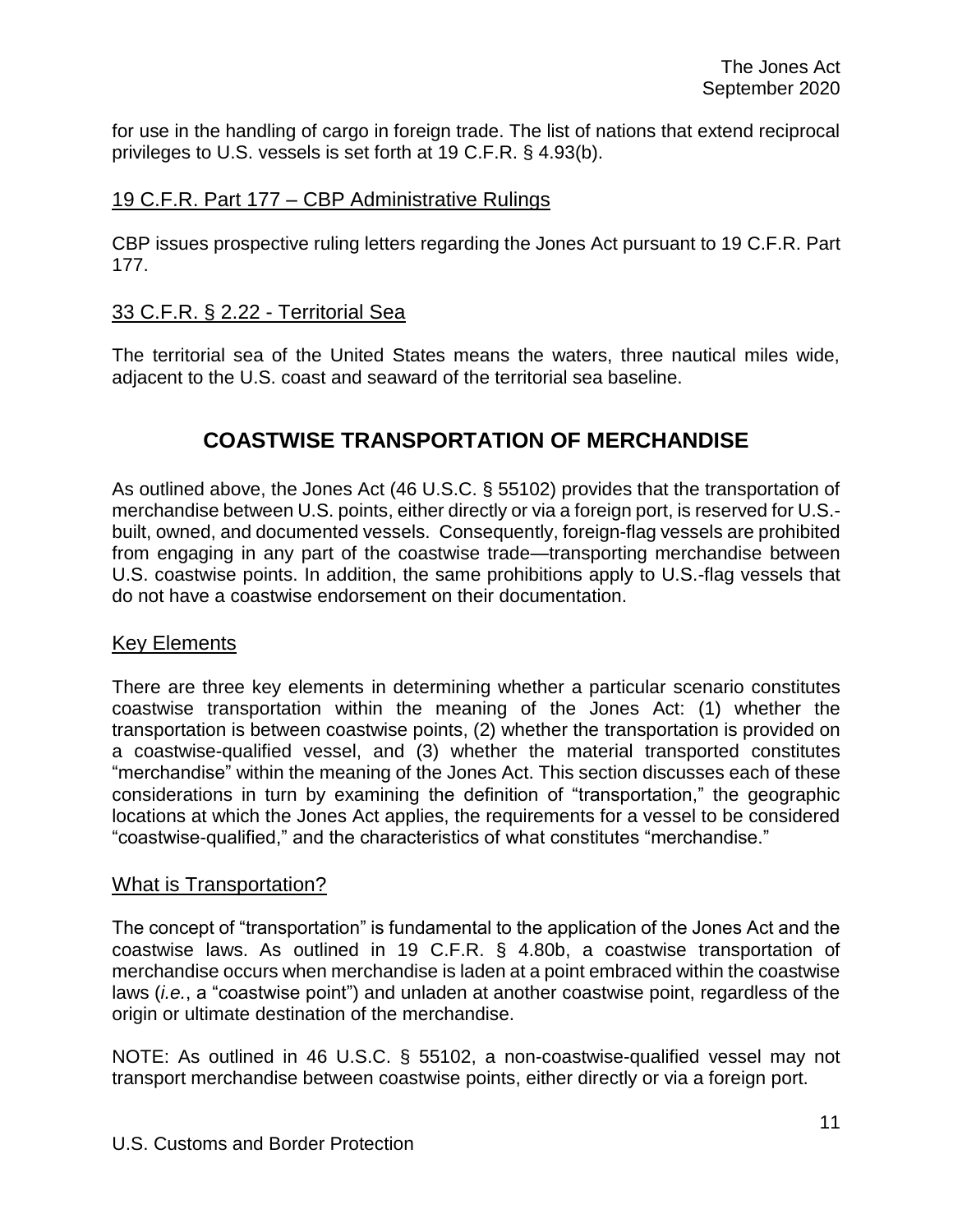for use in the handling of cargo in foreign trade. The list of nations that extend reciprocal privileges to U.S. vessels is set forth at 19 C.F.R. § 4.93(b).

### 19 C.F.R. Part 177 – CBP Administrative Rulings

CBP issues prospective ruling letters regarding the Jones Act pursuant to 19 C.F.R. Part 177.

### 33 C.F.R. § 2.22 - Territorial Sea

The territorial sea of the United States means the waters, three nautical miles wide, adjacent to the U.S. coast and seaward of the territorial sea baseline.

## COASTWISE TRANSPORTATION OF MERCHANDISE

As outlined above, the Jones Act (46 U.S.C. § 55102) provides that the transportation of merchandise between U.S. points, either directly or via a foreign port, is reserved for U.S.-built, owned, and documented vessels. Consequently, foreign-flag vessels are prohibited from engaging in any part of the coastwise trade—transporting merchandise between U.S. coastwise points. In addition, the same prohibitions apply to U.S.-flag vessels that do not have a coastwise endorsement on their documentation.

### Key Elements

There are three key elements in determining whether a particular scenario constitutes coastwise transportation within the meaning of the Jones Act: (1) whether the transportation is between coastwise points, (2) whether the transportation is provided on a coastwise-qualified vessel, and (3) whether the material transported constitutes "merchandise" within the meaning of the Jones Act. This section discusses each of these considerations in turn by examining the definition of "transportation," the geographic locations at which the Jones Act applies, the requirements for a vessel to be considered "coastwise-qualified," and the characteristics of what constitutes "merchandise."

### What is Transportation?

The concept of "transportation" is fundamental to the application of the Jones Act and the coastwise laws. As outlined in 19 C.F.R. § 4.80b, a coastwise transportation of merchandise occurs when merchandise is laden at a point embraced within the coastwise laws (*i.e.*, a "coastwise point") and unladen at another coastwise point, regardless of the origin or ultimate destination of the merchandise.

NOTE: As outlined in 46 U.S.C. § 55102, a non-coastwise-qualified vessel may not transport merchandise between coastwise points, either directly or via a foreign port.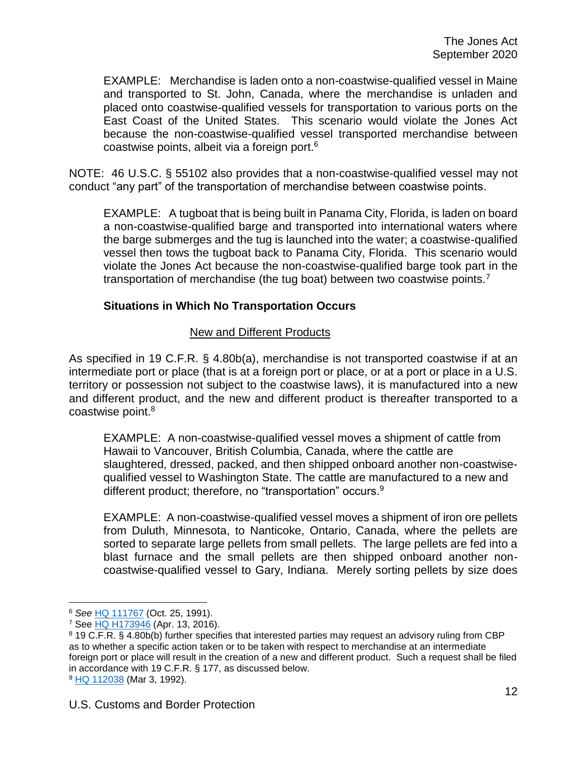> EXAMPLE: Merchandise is laden onto a non-coastwise-qualified vessel in Maine and transported to St. John, Canada, where the merchandise is unladen and placed onto coastwise-qualified vessels for transportation to various ports on the East Coast of the United States. This scenario would violate the Jones Act because the non-coastwise-qualified vessel transported merchandise between coastwise points, albeit via a foreign port.[6]

NOTE: 46 U.S.C. § 55102 also provides that a non-coastwise-qualified vessel may not conduct "any part" of the transportation of merchandise between coastwise points.

> EXAMPLE: A tugboat that is being built in Panama City, Florida, is laden on board a non-coastwise-qualified barge and transported into international waters where the barge submerges and the tug is launched into the water; a coastwise-qualified vessel then tows the tugboat back to Panama City, Florida. This scenario would violate the Jones Act because the non-coastwise-qualified barge took part in the transportation of merchandise (the tug boat) between two coastwise points.[7]

### Situations in Which No Transportation Occurs

#### New and Different Products

As specified in 19 C.F.R. § 4.80b(a), merchandise is not transported coastwise if at an intermediate port or place (that is at a foreign port or place, or at a port or place in a U.S. territory or possession not subject to the coastwise laws), it is manufactured into a new and different product, and the new and different product is thereafter transported to a coastwise point.[8]

> EXAMPLE: A non-coastwise-qualified vessel moves a shipment of cattle from Hawaii to Vancouver, British Columbia, Canada, where the cattle are slaughtered, dressed, packed, and then shipped onboard another non-coastwise-qualified vessel to Washington State. The cattle are manufactured to a new and different product; therefore, no "transportation" occurs.[9]

> EXAMPLE: A non-coastwise-qualified vessel moves a shipment of iron ore pellets from Duluth, Minnesota, to Nanticoke, Ontario, Canada, where the pellets are sorted to separate large pellets from small pellets. The large pellets are fed into a blast furnace and the small pellets are then shipped onboard another non-coastwise-qualified vessel to Gary, Indiana. Merely sorting pellets by size does

---

[6] *See* HQ 111767 (Oct. 25, 1991).

[7] See HQ H173946 (Apr. 13, 2016).

[8] 19 C.F.R. § 4.80b(b) further specifies that interested parties may request an advisory ruling from CBP as to whether a specific action taken or to be taken with respect to merchandise at an intermediate foreign port or place will result in the creation of a new and different product. Such a request shall be filed in accordance with 19 C.F.R. § 177, as discussed below.

[9] HQ 112038 (Mar 3, 1992).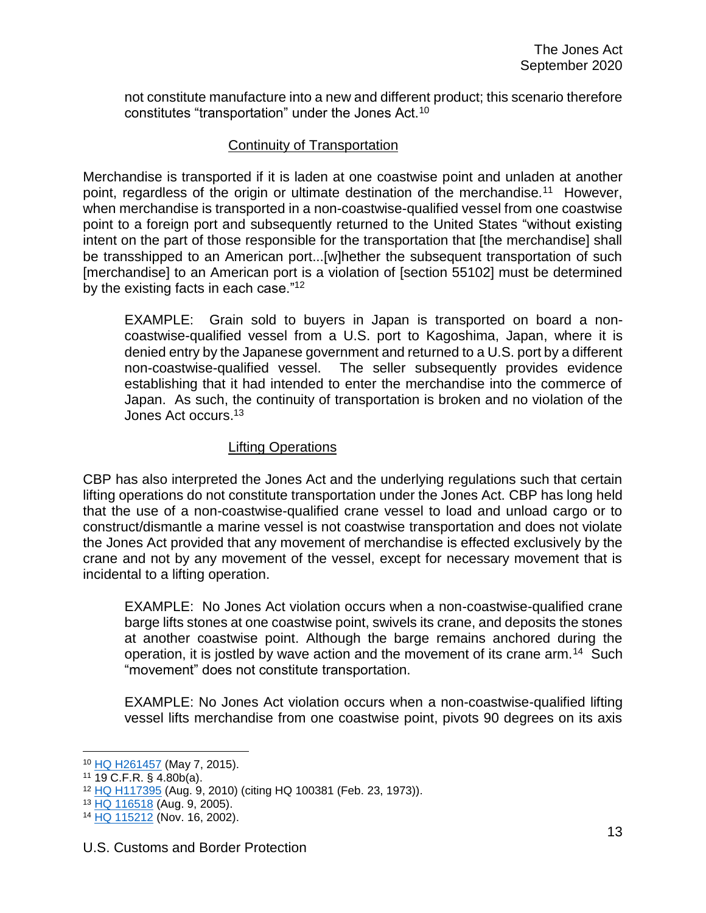not constitute manufacture into a new and different product; this scenario therefore constitutes "transportation" under the Jones Act.[10]

## Continuity of Transportation

Merchandise is transported if it is laden at one coastwise point and unladen at another point, regardless of the origin or ultimate destination of the merchandise.[11] However, when merchandise is transported in a non-coastwise-qualified vessel from one coastwise point to a foreign port and subsequently returned to the United States "without existing intent on the part of those responsible for the transportation that [the merchandise] shall be transshipped to an American port...[w]hether the subsequent transportation of such [merchandise] to an American port is a violation of [section 55102] must be determined by the existing facts in each case."[12]

> EXAMPLE: Grain sold to buyers in Japan is transported on board a non-coastwise-qualified vessel from a U.S. port to Kagoshima, Japan, where it is denied entry by the Japanese government and returned to a U.S. port by a different non-coastwise-qualified vessel. The seller subsequently provides evidence establishing that it had intended to enter the merchandise into the commerce of Japan. As such, the continuity of transportation is broken and no violation of the Jones Act occurs.[13]

## Lifting Operations

CBP has also interpreted the Jones Act and the underlying regulations such that certain lifting operations do not constitute transportation under the Jones Act. CBP has long held that the use of a non-coastwise-qualified crane vessel to load and unload cargo or to construct/dismantle a marine vessel is not coastwise transportation and does not violate the Jones Act provided that any movement of merchandise is effected exclusively by the crane and not by any movement of the vessel, except for necessary movement that is incidental to a lifting operation.

> EXAMPLE: No Jones Act violation occurs when a non-coastwise-qualified crane barge lifts stones at one coastwise point, swivels its crane, and deposits the stones at another coastwise point. Although the barge remains anchored during the operation, it is jostled by wave action and the movement of its crane arm.[14] Such "movement" does not constitute transportation.

> EXAMPLE: No Jones Act violation occurs when a non-coastwise-qualified lifting vessel lifts merchandise from one coastwise point, pivots 90 degrees on its axis

---

[10] HQ H261457 (May 7, 2015).
[11] 19 C.F.R. § 4.80b(a).
[12] HQ H117395 (Aug. 9, 2010) (citing HQ 100381 (Feb. 23, 1973)).
[13] HQ 116518 (Aug. 9, 2005).
[14] HQ 115212 (Nov. 16, 2002).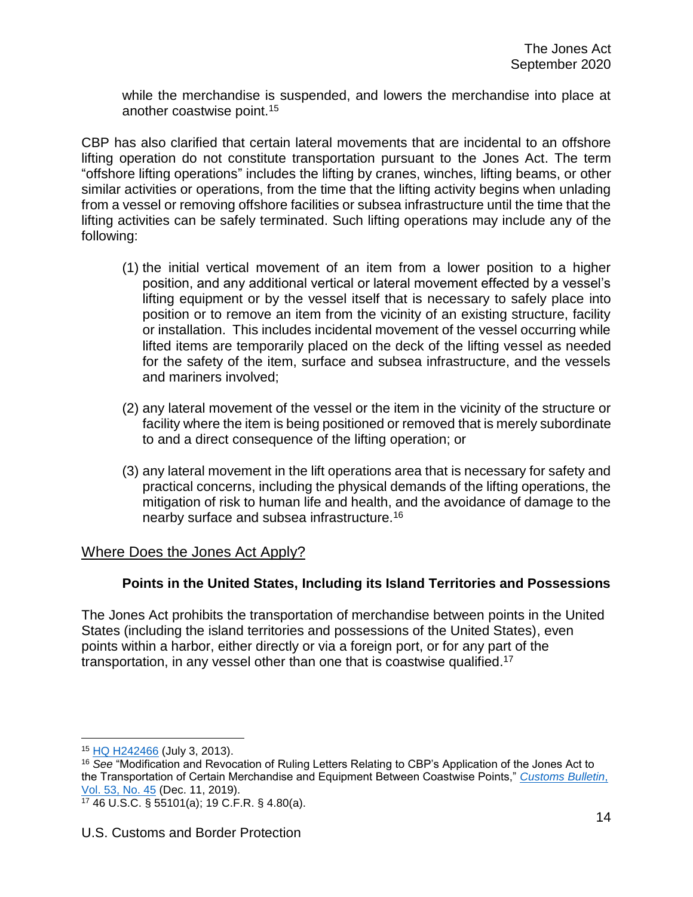while the merchandise is suspended, and lowers the merchandise into place at another coastwise point.[15]

CBP has also clarified that certain lateral movements that are incidental to an offshore lifting operation do not constitute transportation pursuant to the Jones Act. The term "offshore lifting operations" includes the lifting by cranes, winches, lifting beams, or other similar activities or operations, from the time that the lifting activity begins when unlading from a vessel or removing offshore facilities or subsea infrastructure until the time that the lifting activities can be safely terminated. Such lifting operations may include any of the following:

(1) the initial vertical movement of an item from a lower position to a higher position, and any additional vertical or lateral movement effected by a vessel's lifting equipment or by the vessel itself that is necessary to safely place into position or to remove an item from the vicinity of an existing structure, facility or installation. This includes incidental movement of the vessel occurring while lifted items are temporarily placed on the deck of the lifting vessel as needed for the safety of the item, surface and subsea infrastructure, and the vessels and mariners involved;

(2) any lateral movement of the vessel or the item in the vicinity of the structure or facility where the item is being positioned or removed that is merely subordinate to and a direct consequence of the lifting operation; or

(3) any lateral movement in the lift operations area that is necessary for safety and practical concerns, including the physical demands of the lifting operations, the mitigation of risk to human life and health, and the avoidance of damage to the nearby surface and subsea infrastructure.[16]

## Where Does the Jones Act Apply?

### Points in the United States, Including its Island Territories and Possessions

The Jones Act prohibits the transportation of merchandise between points in the United States (including the island territories and possessions of the United States), even points within a harbor, either directly or via a foreign port, or for any part of the transportation, in any vessel other than one that is coastwise qualified.[17]

---

[15] HQ H242466 (July 3, 2013).

[16] *See* "Modification and Revocation of Ruling Letters Relating to CBP's Application of the Jones Act to the Transportation of Certain Merchandise and Equipment Between Coastwise Points," *Customs Bulletin*, Vol. 53, No. 45 (Dec. 11, 2019).

[17] 46 U.S.C. § 55101(a); 19 C.F.R. § 4.80(a).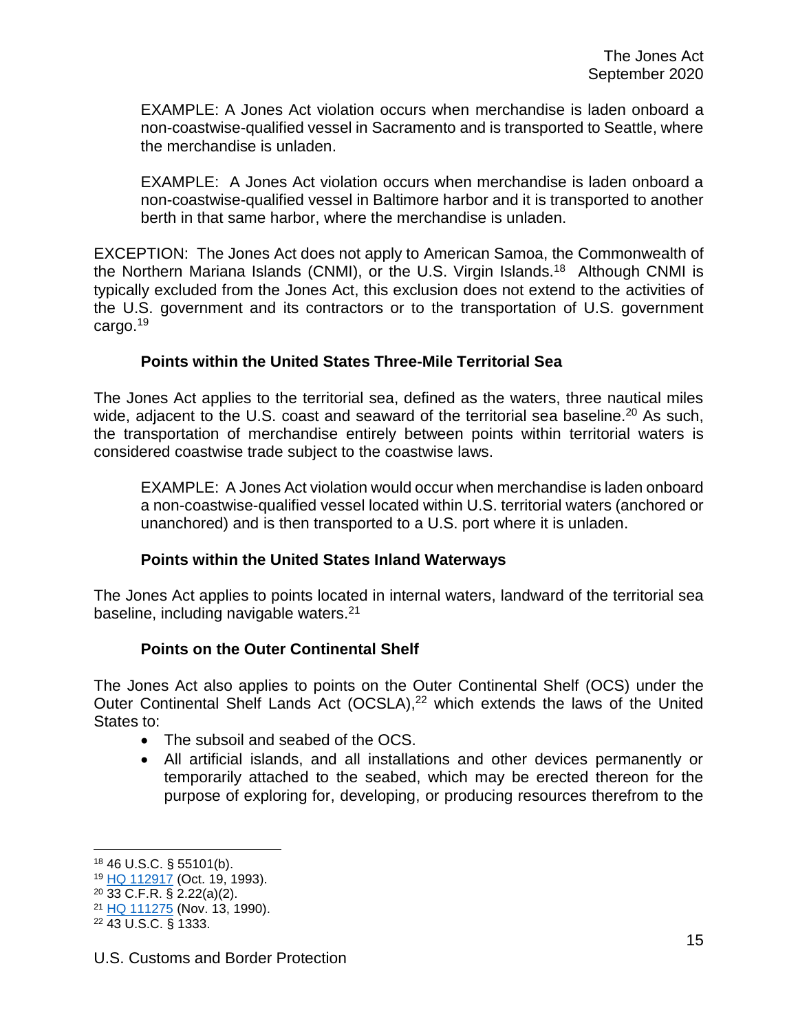EXAMPLE: A Jones Act violation occurs when merchandise is laden onboard a non-coastwise-qualified vessel in Sacramento and is transported to Seattle, where the merchandise is unladen.

EXAMPLE: A Jones Act violation occurs when merchandise is laden onboard a non-coastwise-qualified vessel in Baltimore harbor and it is transported to another berth in that same harbor, where the merchandise is unladen.

EXCEPTION: The Jones Act does not apply to American Samoa, the Commonwealth of the Northern Mariana Islands (CNMI), or the U.S. Virgin Islands.[18] Although CNMI is typically excluded from the Jones Act, this exclusion does not extend to the activities of the U.S. government and its contractors or to the transportation of U.S. government cargo.[19]

### Points within the United States Three-Mile Territorial Sea

The Jones Act applies to the territorial sea, defined as the waters, three nautical miles wide, adjacent to the U.S. coast and seaward of the territorial sea baseline.[20] As such, the transportation of merchandise entirely between points within territorial waters is considered coastwise trade subject to the coastwise laws.

EXAMPLE: A Jones Act violation would occur when merchandise is laden onboard a non-coastwise-qualified vessel located within U.S. territorial waters (anchored or unanchored) and is then transported to a U.S. port where it is unladen.

### Points within the United States Inland Waterways

The Jones Act applies to points located in internal waters, landward of the territorial sea baseline, including navigable waters.[21]

### Points on the Outer Continental Shelf

The Jones Act also applies to points on the Outer Continental Shelf (OCS) under the Outer Continental Shelf Lands Act (OCSLA),[22] which extends the laws of the United States to:

- The subsoil and seabed of the OCS.
- All artificial islands, and all installations and other devices permanently or temporarily attached to the seabed, which may be erected thereon for the purpose of exploring for, developing, or producing resources therefrom to the

---

[18] 46 U.S.C. § 55101(b).
[19] HQ 112917 (Oct. 19, 1993).
[20] 33 C.F.R. § 2.22(a)(2).
[21] HQ 111275 (Nov. 13, 1990).
[22] 43 U.S.C. § 1333.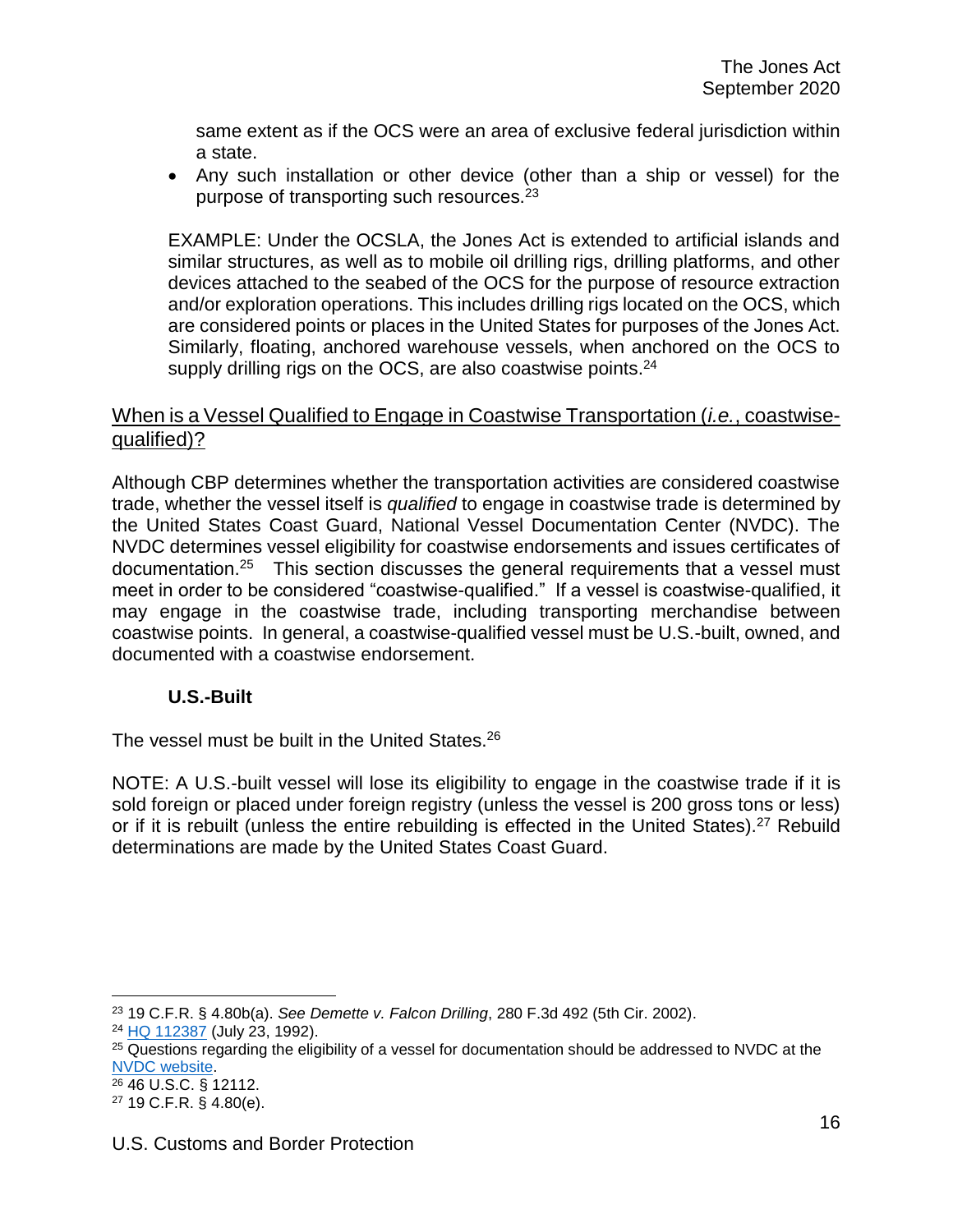same extent as if the OCS were an area of exclusive federal jurisdiction within a state.

- Any such installation or other device (other than a ship or vessel) for the purpose of transporting such resources.[23]

EXAMPLE: Under the OCSLA, the Jones Act is extended to artificial islands and similar structures, as well as to mobile oil drilling rigs, drilling platforms, and other devices attached to the seabed of the OCS for the purpose of resource extraction and/or exploration operations. This includes drilling rigs located on the OCS, which are considered points or places in the United States for purposes of the Jones Act. Similarly, floating, anchored warehouse vessels, when anchored on the OCS to supply drilling rigs on the OCS, are also coastwise points.[24]

## When is a Vessel Qualified to Engage in Coastwise Transportation (*i.e.*, coastwise-qualified)?

Although CBP determines whether the transportation activities are considered coastwise trade, whether the vessel itself is *qualified* to engage in coastwise trade is determined by the United States Coast Guard, National Vessel Documentation Center (NVDC). The NVDC determines vessel eligibility for coastwise endorsements and issues certificates of documentation.[25] This section discusses the general requirements that a vessel must meet in order to be considered "coastwise-qualified." If a vessel is coastwise-qualified, it may engage in the coastwise trade, including transporting merchandise between coastwise points. In general, a coastwise-qualified vessel must be U.S.-built, owned, and documented with a coastwise endorsement.

### U.S.-Built

The vessel must be built in the United States.[26]

NOTE: A U.S.-built vessel will lose its eligibility to engage in the coastwise trade if it is sold foreign or placed under foreign registry (unless the vessel is 200 gross tons or less) or if it is rebuilt (unless the entire rebuilding is effected in the United States).[27] Rebuild determinations are made by the United States Coast Guard.

---

[23] 19 C.F.R. § 4.80b(a). *See Demette v. Falcon Drilling*, 280 F.3d 492 (5th Cir. 2002).

[24] HQ 112387 (July 23, 1992).

[25] Questions regarding the eligibility of a vessel for documentation should be addressed to NVDC at the NVDC website.

[26] 46 U.S.C. § 12112.

[27] 19 C.F.R. § 4.80(e).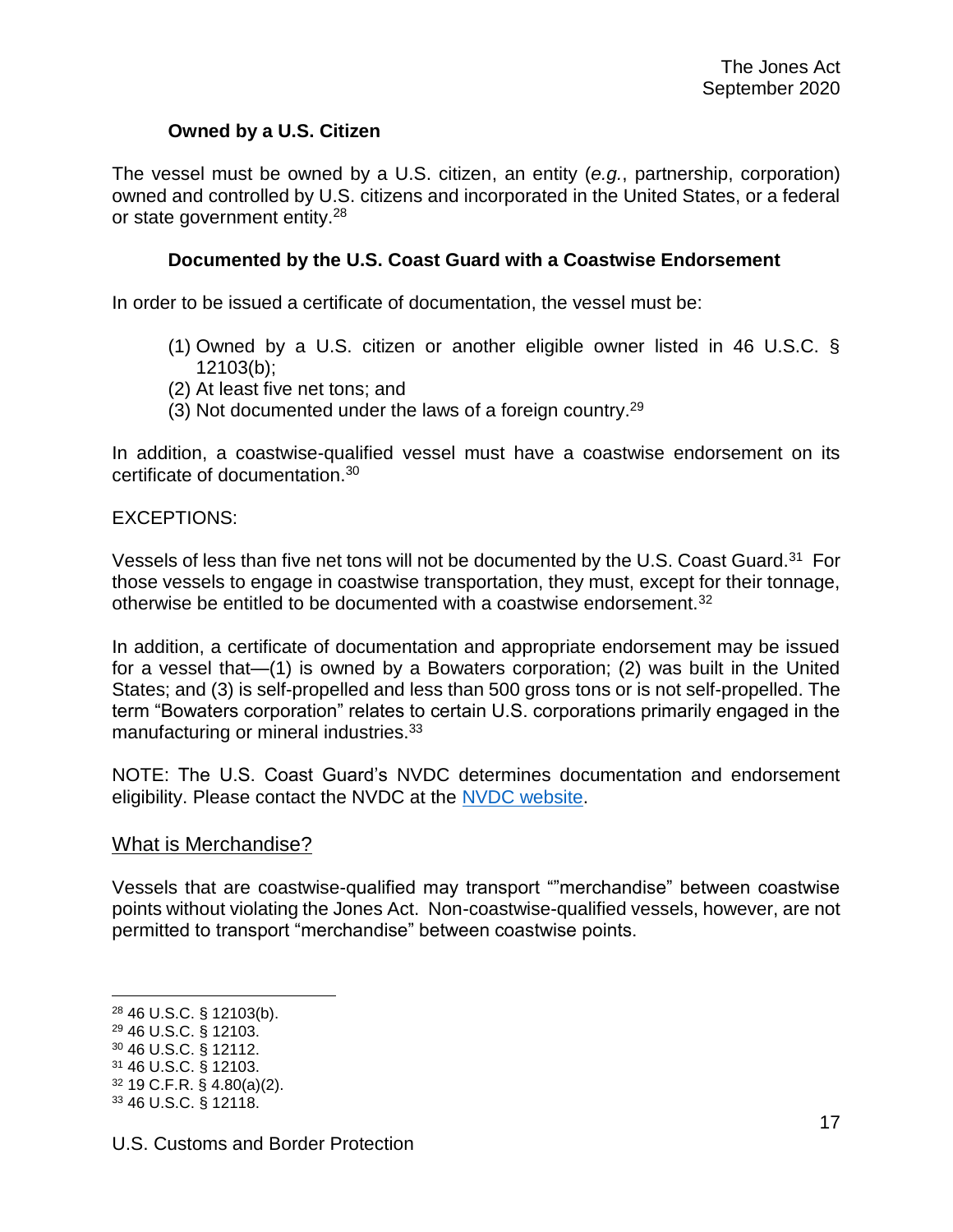### Owned by a U.S. Citizen

The vessel must be owned by a U.S. citizen, an entity (*e.g.*, partnership, corporation) owned and controlled by U.S. citizens and incorporated in the United States, or a federal or state government entity.[28]

### Documented by the U.S. Coast Guard with a Coastwise Endorsement

In order to be issued a certificate of documentation, the vessel must be:

(1) Owned by a U.S. citizen or another eligible owner listed in 46 U.S.C. § 12103(b);
(2) At least five net tons; and
(3) Not documented under the laws of a foreign country.[29]

In addition, a coastwise-qualified vessel must have a coastwise endorsement on its certificate of documentation.[30]

EXCEPTIONS:

Vessels of less than five net tons will not be documented by the U.S. Coast Guard.[31] For those vessels to engage in coastwise transportation, they must, except for their tonnage, otherwise be entitled to be documented with a coastwise endorsement.[32]

In addition, a certificate of documentation and appropriate endorsement may be issued for a vessel that—(1) is owned by a Bowaters corporation; (2) was built in the United States; and (3) is self-propelled and less than 500 gross tons or is not self-propelled. The term "Bowaters corporation" relates to certain U.S. corporations primarily engaged in the manufacturing or mineral industries.[33]

NOTE: The U.S. Coast Guard's NVDC determines documentation and endorsement eligibility. Please contact the NVDC at the NVDC website.

## What is Merchandise?

Vessels that are coastwise-qualified may transport ""merchandise" between coastwise points without violating the Jones Act. Non-coastwise-qualified vessels, however, are not permitted to transport "merchandise" between coastwise points.

---

[28] 46 U.S.C. § 12103(b).
[29] 46 U.S.C. § 12103.
[30] 46 U.S.C. § 12112.
[31] 46 U.S.C. § 12103.
[32] 19 C.F.R. § 4.80(a)(2).
[33] 46 U.S.C. § 12118.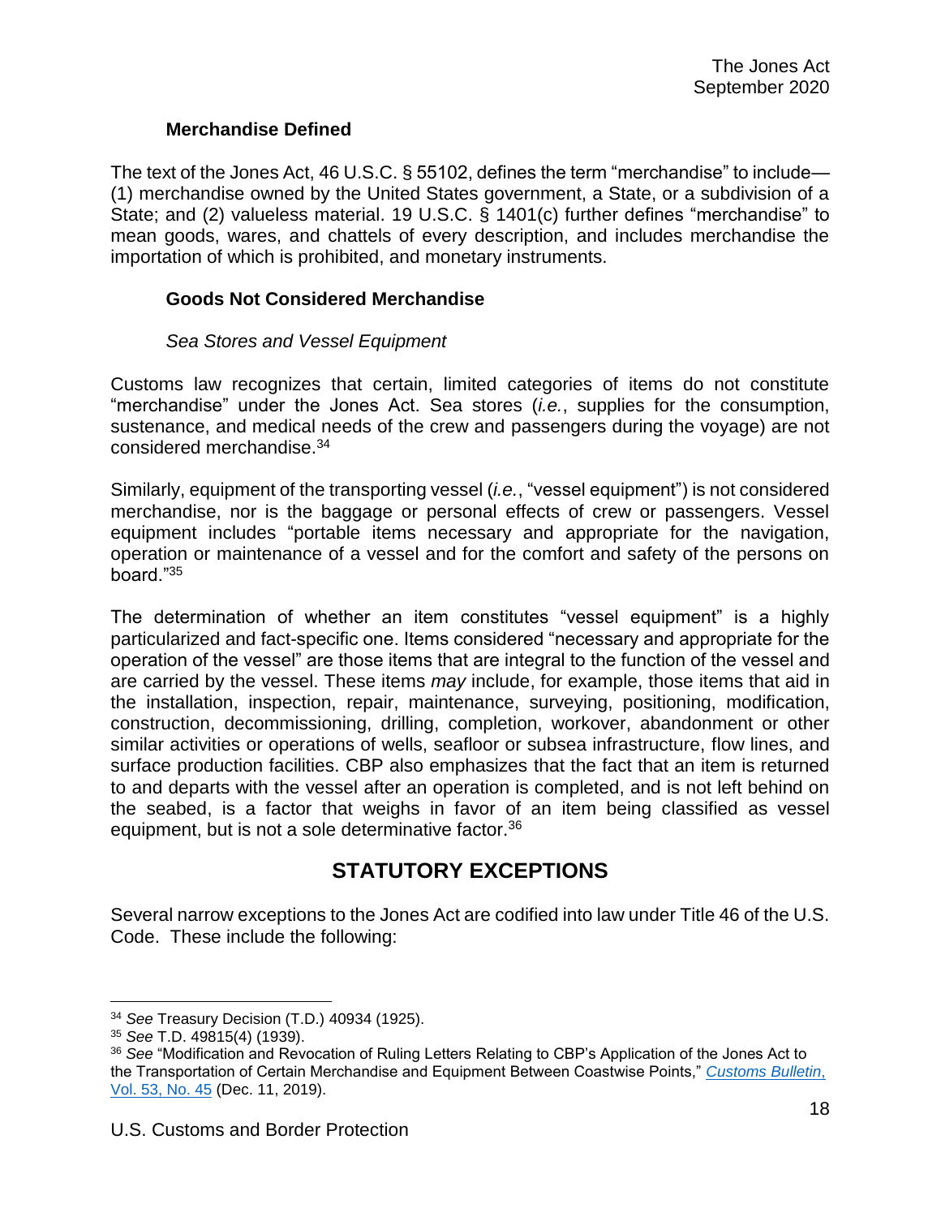### Merchandise Defined

The text of the Jones Act, 46 U.S.C. § 55102, defines the term "merchandise" to include—(1) merchandise owned by the United States government, a State, or a subdivision of a State; and (2) valueless material. 19 U.S.C. § 1401(c) further defines "merchandise" to mean goods, wares, and chattels of every description, and includes merchandise the importation of which is prohibited, and monetary instruments.

### Goods Not Considered Merchandise

*Sea Stores and Vessel Equipment*

Customs law recognizes that certain, limited categories of items do not constitute "merchandise" under the Jones Act. Sea stores (*i.e.*, supplies for the consumption, sustenance, and medical needs of the crew and passengers during the voyage) are not considered merchandise.[34]

Similarly, equipment of the transporting vessel (*i.e.*, "vessel equipment") is not considered merchandise, nor is the baggage or personal effects of crew or passengers. Vessel equipment includes "portable items necessary and appropriate for the navigation, operation or maintenance of a vessel and for the comfort and safety of the persons on board."[35]

The determination of whether an item constitutes "vessel equipment" is a highly particularized and fact-specific one. Items considered "necessary and appropriate for the operation of the vessel" are those items that are integral to the function of the vessel and are carried by the vessel. These items *may* include, for example, those items that aid in the installation, inspection, repair, maintenance, surveying, positioning, modification, construction, decommissioning, drilling, completion, workover, abandonment or other similar activities or operations of wells, seafloor or subsea infrastructure, flow lines, and surface production facilities. CBP also emphasizes that the fact that an item is returned to and departs with the vessel after an operation is completed, and is not left behind on the seabed, is a factor that weighs in favor of an item being classified as vessel equipment, but is not a sole determinative factor.[36]

## STATUTORY EXCEPTIONS

Several narrow exceptions to the Jones Act are codified into law under Title 46 of the U.S. Code. These include the following:

---

[34] *See* Treasury Decision (T.D.) 40934 (1925).

[35] *See* T.D. 49815(4) (1939).

[36] *See* "Modification and Revocation of Ruling Letters Relating to CBP's Application of the Jones Act to the Transportation of Certain Merchandise and Equipment Between Coastwise Points," *Customs Bulletin*, Vol. 53, No. 45 (Dec. 11, 2019).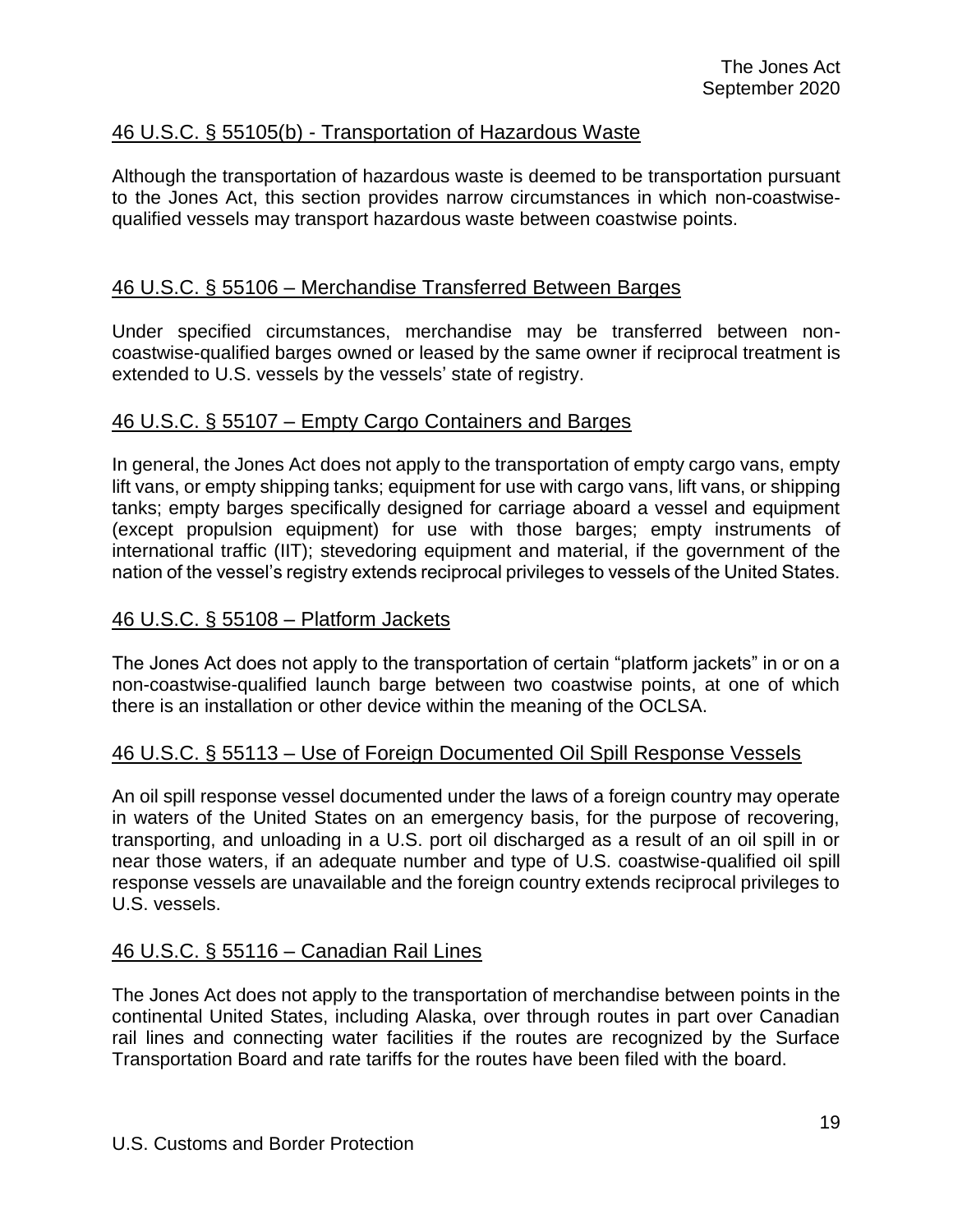<u>46 U.S.C. § 55105(b) - Transportation of Hazardous Waste</u>

Although the transportation of hazardous waste is deemed to be transportation pursuant to the Jones Act, this section provides narrow circumstances in which non-coastwise-qualified vessels may transport hazardous waste between coastwise points.

<u>46 U.S.C. § 55106 – Merchandise Transferred Between Barges</u>

Under specified circumstances, merchandise may be transferred between non-coastwise-qualified barges owned or leased by the same owner if reciprocal treatment is extended to U.S. vessels by the vessels' state of registry.

<u>46 U.S.C. § 55107 – Empty Cargo Containers and Barges</u>

In general, the Jones Act does not apply to the transportation of empty cargo vans, empty lift vans, or empty shipping tanks; equipment for use with cargo vans, lift vans, or shipping tanks; empty barges specifically designed for carriage aboard a vessel and equipment (except propulsion equipment) for use with those barges; empty instruments of international traffic (IIT); stevedoring equipment and material, if the government of the nation of the vessel's registry extends reciprocal privileges to vessels of the United States.

<u>46 U.S.C. § 55108 – Platform Jackets</u>

The Jones Act does not apply to the transportation of certain "platform jackets" in or on a non-coastwise-qualified launch barge between two coastwise points, at one of which there is an installation or other device within the meaning of the OCLSA.

<u>46 U.S.C. § 55113 – Use of Foreign Documented Oil Spill Response Vessels</u>

An oil spill response vessel documented under the laws of a foreign country may operate in waters of the United States on an emergency basis, for the purpose of recovering, transporting, and unloading in a U.S. port oil discharged as a result of an oil spill in or near those waters, if an adequate number and type of U.S. coastwise-qualified oil spill response vessels are unavailable and the foreign country extends reciprocal privileges to U.S. vessels.

<u>46 U.S.C. § 55116 – Canadian Rail Lines</u>

The Jones Act does not apply to the transportation of merchandise between points in the continental United States, including Alaska, over through routes in part over Canadian rail lines and connecting water facilities if the routes are recognized by the Surface Transportation Board and rate tariffs for the routes have been filed with the board.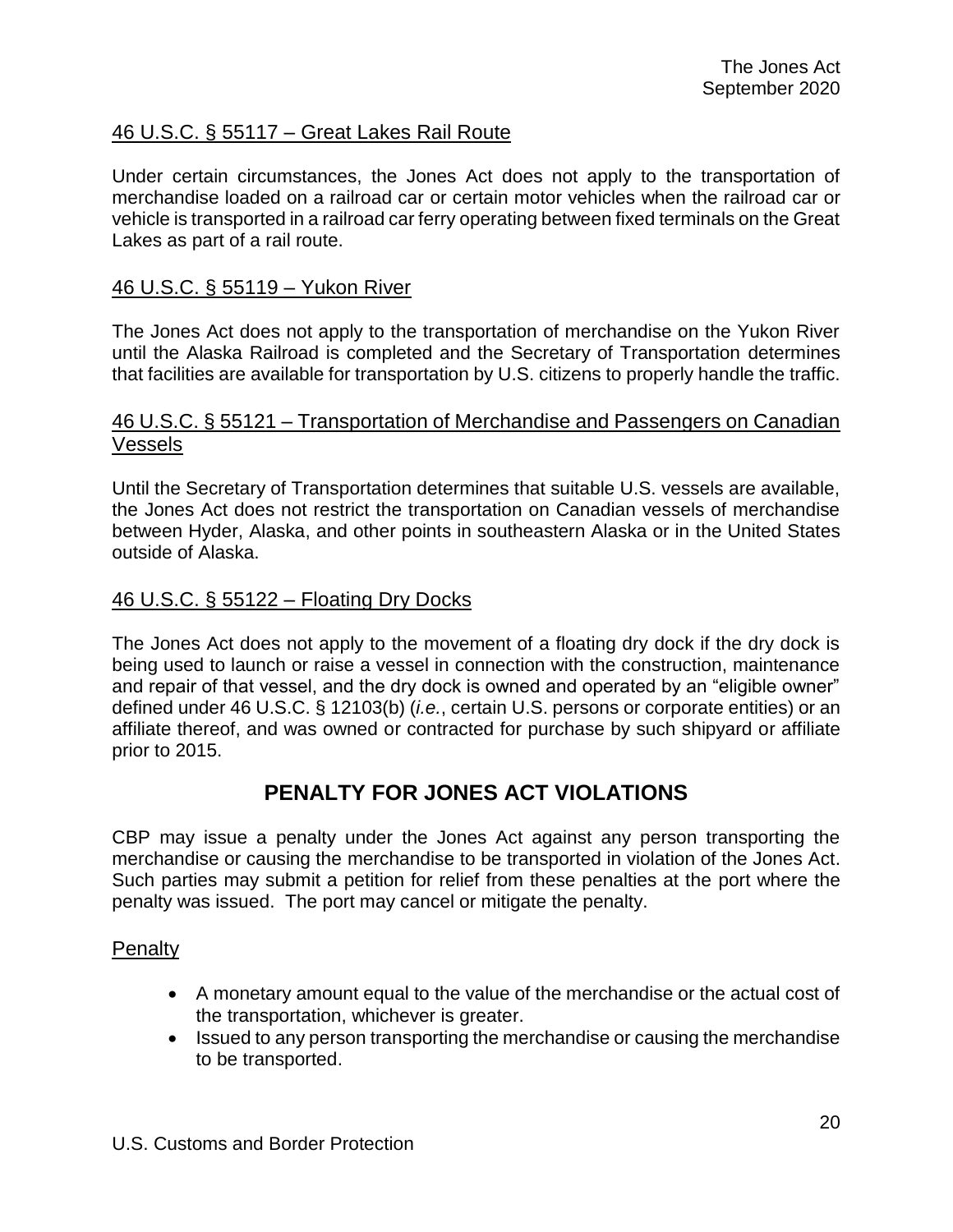### 46 U.S.C. § 55117 – Great Lakes Rail Route

Under certain circumstances, the Jones Act does not apply to the transportation of merchandise loaded on a railroad car or certain motor vehicles when the railroad car or vehicle is transported in a railroad car ferry operating between fixed terminals on the Great Lakes as part of a rail route.

### 46 U.S.C. § 55119 – Yukon River

The Jones Act does not apply to the transportation of merchandise on the Yukon River until the Alaska Railroad is completed and the Secretary of Transportation determines that facilities are available for transportation by U.S. citizens to properly handle the traffic.

### 46 U.S.C. § 55121 – Transportation of Merchandise and Passengers on Canadian Vessels

Until the Secretary of Transportation determines that suitable U.S. vessels are available, the Jones Act does not restrict the transportation on Canadian vessels of merchandise between Hyder, Alaska, and other points in southeastern Alaska or in the United States outside of Alaska.

### 46 U.S.C. § 55122 – Floating Dry Docks

The Jones Act does not apply to the movement of a floating dry dock if the dry dock is being used to launch or raise a vessel in connection with the construction, maintenance and repair of that vessel, and the dry dock is owned and operated by an "eligible owner" defined under 46 U.S.C. § 12103(b) (*i.e.*, certain U.S. persons or corporate entities) or an affiliate thereof, and was owned or contracted for purchase by such shipyard or affiliate prior to 2015.

## PENALTY FOR JONES ACT VIOLATIONS

CBP may issue a penalty under the Jones Act against any person transporting the merchandise or causing the merchandise to be transported in violation of the Jones Act. Such parties may submit a petition for relief from these penalties at the port where the penalty was issued. The port may cancel or mitigate the penalty.

### Penalty

- A monetary amount equal to the value of the merchandise or the actual cost of the transportation, whichever is greater.
- Issued to any person transporting the merchandise or causing the merchandise to be transported.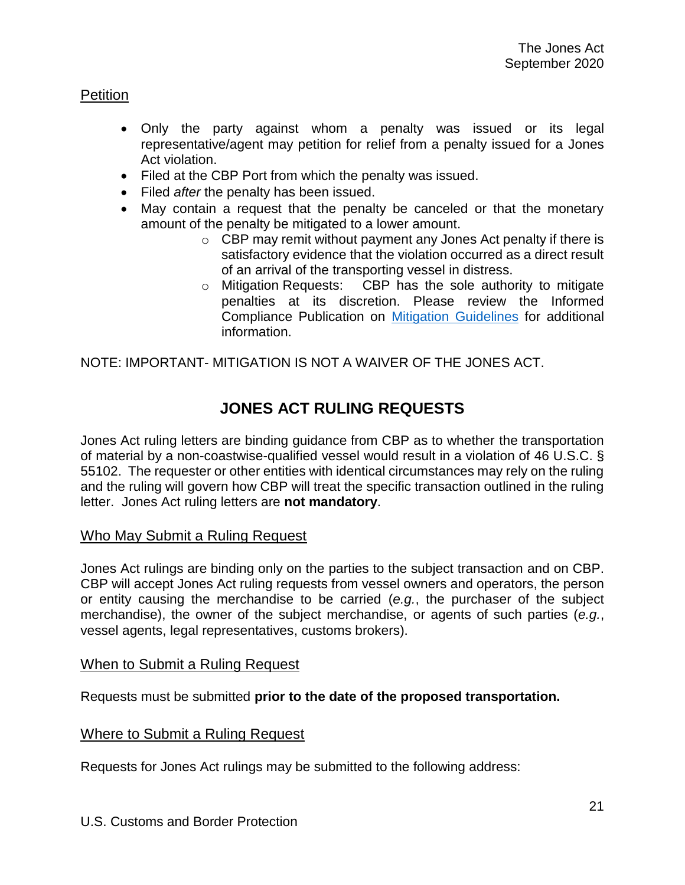## Petition

- Only the party against whom a penalty was issued or its legal representative/agent may petition for relief from a penalty issued for a Jones Act violation.
- Filed at the CBP Port from which the penalty was issued.
- Filed *after* the penalty has been issued.
- May contain a request that the penalty be canceled or that the monetary amount of the penalty be mitigated to a lower amount.
  - CBP may remit without payment any Jones Act penalty if there is satisfactory evidence that the violation occurred as a direct result of an arrival of the transporting vessel in distress.
  - Mitigation Requests: CBP has the sole authority to mitigate penalties at its discretion. Please review the Informed Compliance Publication on Mitigation Guidelines for additional information.

NOTE: IMPORTANT- MITIGATION IS NOT A WAIVER OF THE JONES ACT.

# JONES ACT RULING REQUESTS

Jones Act ruling letters are binding guidance from CBP as to whether the transportation of material by a non-coastwise-qualified vessel would result in a violation of 46 U.S.C. § 55102. The requester or other entities with identical circumstances may rely on the ruling and the ruling will govern how CBP will treat the specific transaction outlined in the ruling letter. Jones Act ruling letters are **not mandatory**.

## Who May Submit a Ruling Request

Jones Act rulings are binding only on the parties to the subject transaction and on CBP. CBP will accept Jones Act ruling requests from vessel owners and operators, the person or entity causing the merchandise to be carried (*e.g.*, the purchaser of the subject merchandise), the owner of the subject merchandise, or agents of such parties (*e.g.*, vessel agents, legal representatives, customs brokers).

## When to Submit a Ruling Request

Requests must be submitted **prior to the date of the proposed transportation.**

## Where to Submit a Ruling Request

Requests for Jones Act rulings may be submitted to the following address: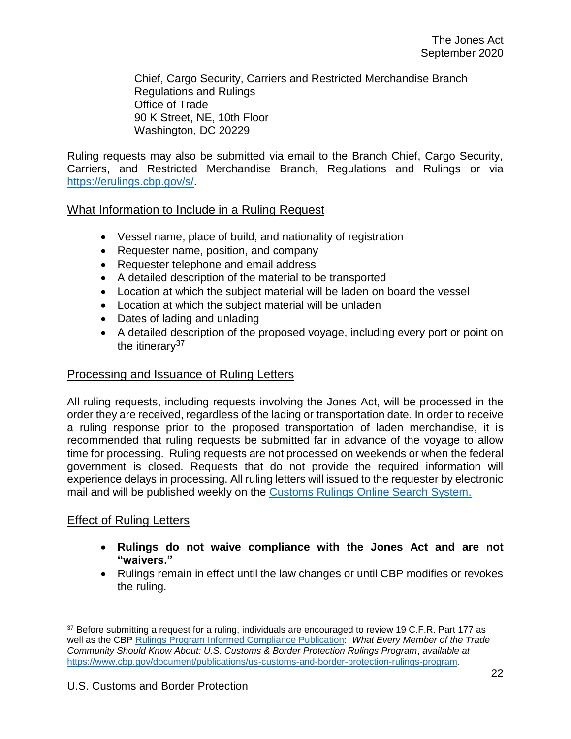Chief, Cargo Security, Carriers and Restricted Merchandise Branch
Regulations and Rulings
Office of Trade
90 K Street, NE, 10th Floor
Washington, DC 20229

Ruling requests may also be submitted via email to the Branch Chief, Cargo Security, Carriers, and Restricted Merchandise Branch, Regulations and Rulings or via https://erulings.cbp.gov/s/.

## What Information to Include in a Ruling Request

- Vessel name, place of build, and nationality of registration
- Requester name, position, and company
- Requester telephone and email address
- A detailed description of the material to be transported
- Location at which the subject material will be laden on board the vessel
- Location at which the subject material will be unladen
- Dates of lading and unlading
- A detailed description of the proposed voyage, including every port or point on the itinerary[37]

## Processing and Issuance of Ruling Letters

All ruling requests, including requests involving the Jones Act, will be processed in the order they are received, regardless of the lading or transportation date. In order to receive a ruling response prior to the proposed transportation of laden merchandise, it is recommended that ruling requests be submitted far in advance of the voyage to allow time for processing. Ruling requests are not processed on weekends or when the federal government is closed. Requests that do not provide the required information will experience delays in processing. All ruling letters will issued to the requester by electronic mail and will be published weekly on the Customs Rulings Online Search System.

## Effect of Ruling Letters

- **Rulings do not waive compliance with the Jones Act and are not "waivers."**
- Rulings remain in effect until the law changes or until CBP modifies or revokes the ruling.

---

[37] Before submitting a request for a ruling, individuals are encouraged to review 19 C.F.R. Part 177 as well as the CBP Rulings Program Informed Compliance Publication: *What Every Member of the Trade Community Should Know About: U.S. Customs & Border Protection Rulings Program*, *available at* https://www.cbp.gov/document/publications/us-customs-and-border-protection-rulings-program.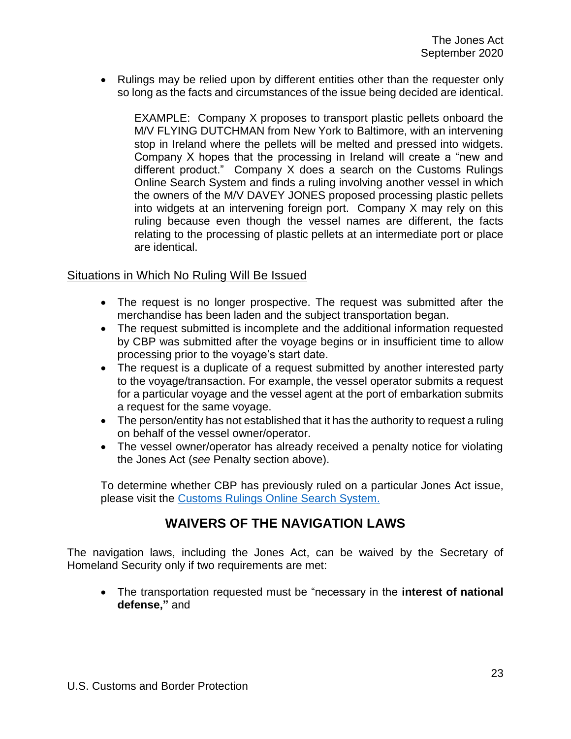- Rulings may be relied upon by different entities other than the requester only so long as the facts and circumstances of the issue being decided are identical.

  EXAMPLE: Company X proposes to transport plastic pellets onboard the M/V FLYING DUTCHMAN from New York to Baltimore, with an intervening stop in Ireland where the pellets will be melted and pressed into widgets. Company X hopes that the processing in Ireland will create a "new and different product." Company X does a search on the Customs Rulings Online Search System and finds a ruling involving another vessel in which the owners of the M/V DAVEY JONES proposed processing plastic pellets into widgets at an intervening foreign port. Company X may rely on this ruling because even though the vessel names are different, the facts relating to the processing of plastic pellets at an intermediate port or place are identical.

<u>Situations in Which No Ruling Will Be Issued</u>

- The request is no longer prospective. The request was submitted after the merchandise has been laden and the subject transportation began.
- The request submitted is incomplete and the additional information requested by CBP was submitted after the voyage begins or in insufficient time to allow processing prior to the voyage's start date.
- The request is a duplicate of a request submitted by another interested party to the voyage/transaction. For example, the vessel operator submits a request for a particular voyage and the vessel agent at the port of embarkation submits a request for the same voyage.
- The person/entity has not established that it has the authority to request a ruling on behalf of the vessel owner/operator.
- The vessel owner/operator has already received a penalty notice for violating the Jones Act (*see* Penalty section above).

To determine whether CBP has previously ruled on a particular Jones Act issue, please visit the [Customs Rulings Online Search System.]()

## WAIVERS OF THE NAVIGATION LAWS

The navigation laws, including the Jones Act, can be waived by the Secretary of Homeland Security only if two requirements are met:

- The transportation requested must be "necessary in the **interest of national defense,"** and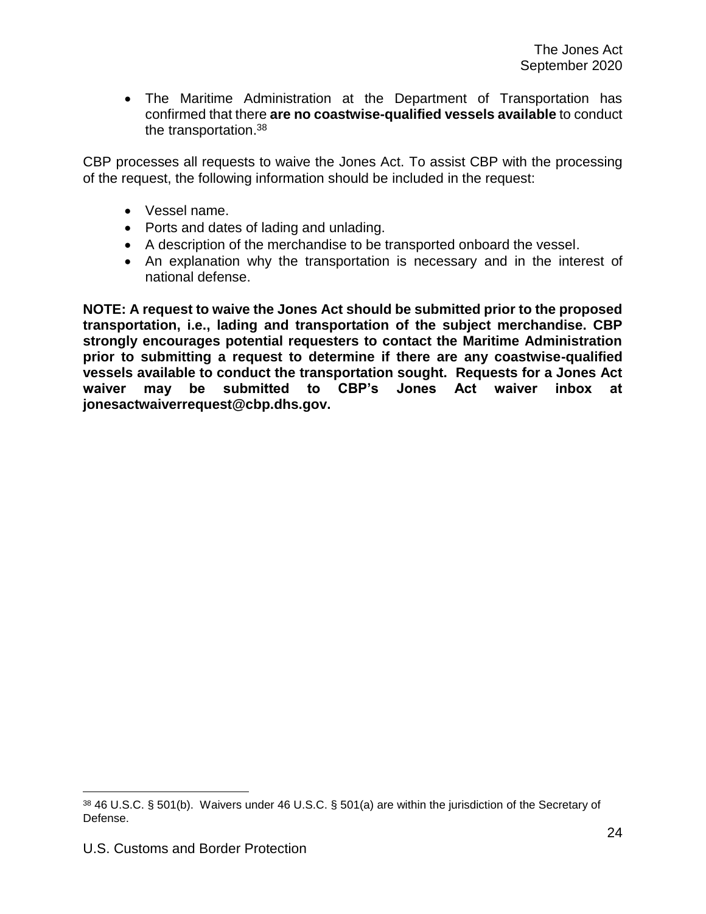- The Maritime Administration at the Department of Transportation has confirmed that there **are no coastwise-qualified vessels available** to conduct the transportation.[38]

CBP processes all requests to waive the Jones Act. To assist CBP with the processing of the request, the following information should be included in the request:

- Vessel name.
- Ports and dates of lading and unlading.
- A description of the merchandise to be transported onboard the vessel.
- An explanation why the transportation is necessary and in the interest of national defense.

**NOTE: A request to waive the Jones Act should be submitted prior to the proposed transportation, i.e., lading and transportation of the subject merchandise. CBP strongly encourages potential requesters to contact the Maritime Administration prior to submitting a request to determine if there are any coastwise-qualified vessels available to conduct the transportation sought. Requests for a Jones Act waiver may be submitted to CBP's Jones Act waiver inbox at jonesactwaiverrequest@cbp.dhs.gov.**

---

[38] 46 U.S.C. § 501(b). Waivers under 46 U.S.C. § 501(a) are within the jurisdiction of the Secretary of Defense.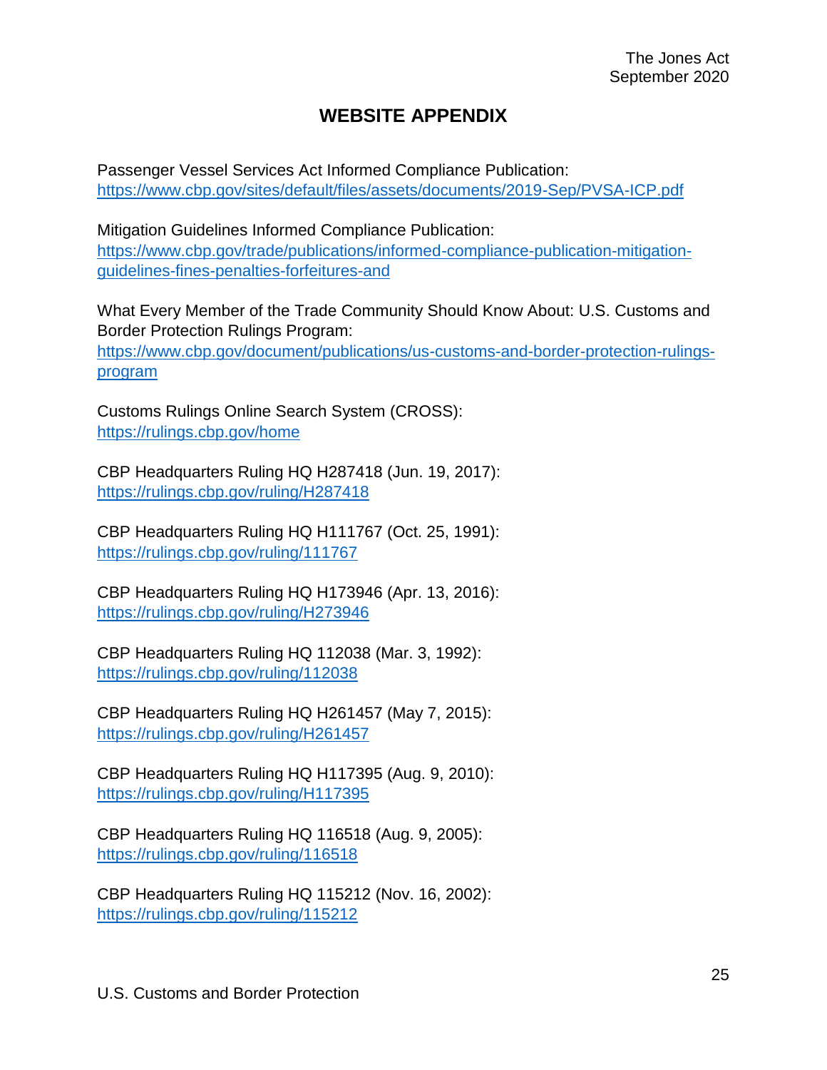# WEBSITE APPENDIX

Passenger Vessel Services Act Informed Compliance Publication:
https://www.cbp.gov/sites/default/files/assets/documents/2019-Sep/PVSA-ICP.pdf

Mitigation Guidelines Informed Compliance Publication:
https://www.cbp.gov/trade/publications/informed-compliance-publication-mitigation-guidelines-fines-penalties-forfeitures-and

What Every Member of the Trade Community Should Know About: U.S. Customs and Border Protection Rulings Program:
https://www.cbp.gov/document/publications/us-customs-and-border-protection-rulings-program

Customs Rulings Online Search System (CROSS):
https://rulings.cbp.gov/home

CBP Headquarters Ruling HQ H287418 (Jun. 19, 2017):
https://rulings.cbp.gov/ruling/H287418

CBP Headquarters Ruling HQ H111767 (Oct. 25, 1991):
https://rulings.cbp.gov/ruling/111767

CBP Headquarters Ruling HQ H173946 (Apr. 13, 2016):
https://rulings.cbp.gov/ruling/H273946

CBP Headquarters Ruling HQ 112038 (Mar. 3, 1992):
https://rulings.cbp.gov/ruling/112038

CBP Headquarters Ruling HQ H261457 (May 7, 2015):
https://rulings.cbp.gov/ruling/H261457

CBP Headquarters Ruling HQ H117395 (Aug. 9, 2010):
https://rulings.cbp.gov/ruling/H117395

CBP Headquarters Ruling HQ 116518 (Aug. 9, 2005):
https://rulings.cbp.gov/ruling/116518

CBP Headquarters Ruling HQ 115212 (Nov. 16, 2002):
https://rulings.cbp.gov/ruling/115212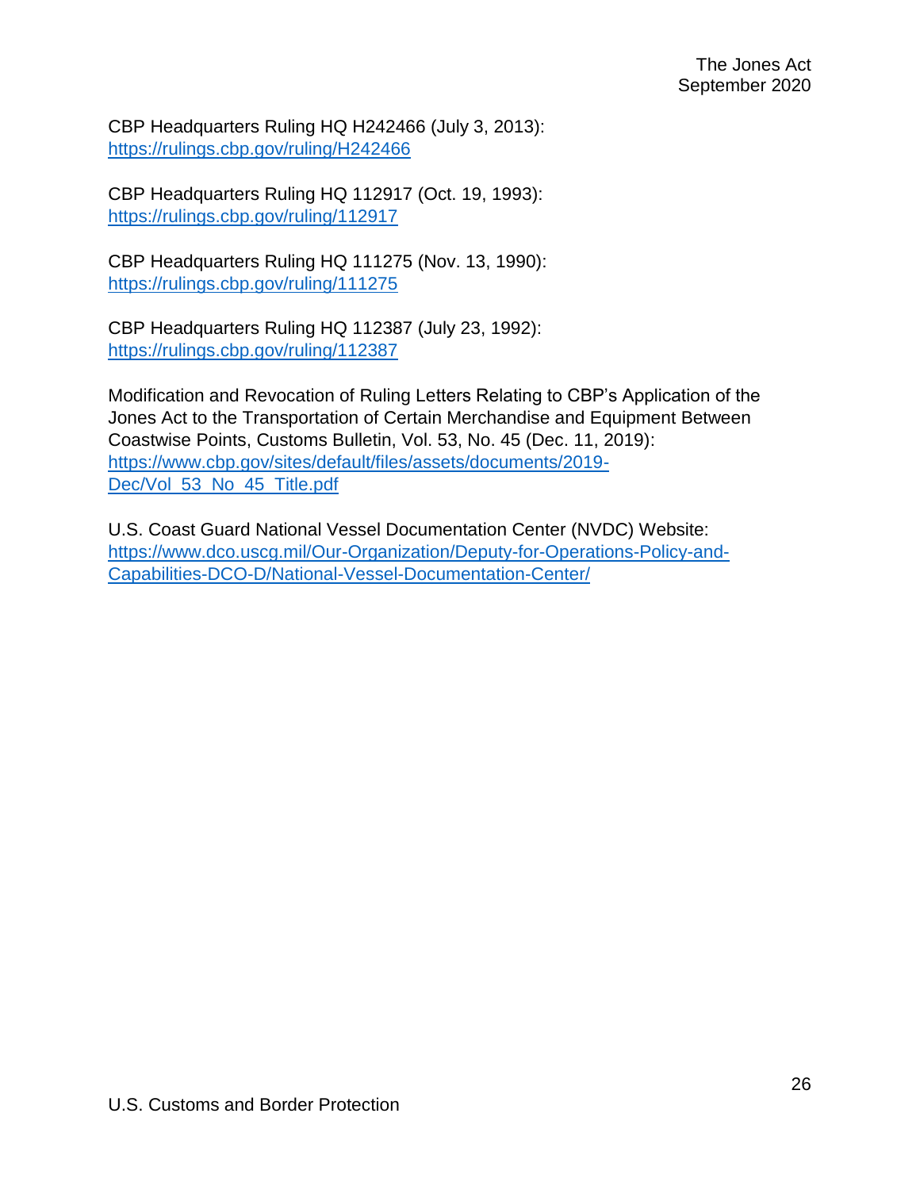CBP Headquarters Ruling HQ H242466 (July 3, 2013):
https://rulings.cbp.gov/ruling/H242466

CBP Headquarters Ruling HQ 112917 (Oct. 19, 1993):
https://rulings.cbp.gov/ruling/112917

CBP Headquarters Ruling HQ 111275 (Nov. 13, 1990):
https://rulings.cbp.gov/ruling/111275

CBP Headquarters Ruling HQ 112387 (July 23, 1992):
https://rulings.cbp.gov/ruling/112387

Modification and Revocation of Ruling Letters Relating to CBP's Application of the Jones Act to the Transportation of Certain Merchandise and Equipment Between Coastwise Points, Customs Bulletin, Vol. 53, No. 45 (Dec. 11, 2019):
https://www.cbp.gov/sites/default/files/assets/documents/2019-Dec/Vol_53_No_45_Title.pdf

U.S. Coast Guard National Vessel Documentation Center (NVDC) Website:
https://www.dco.uscg.mil/Our-Organization/Deputy-for-Operations-Policy-and-Capabilities-DCO-D/National-Vessel-Documentation-Center/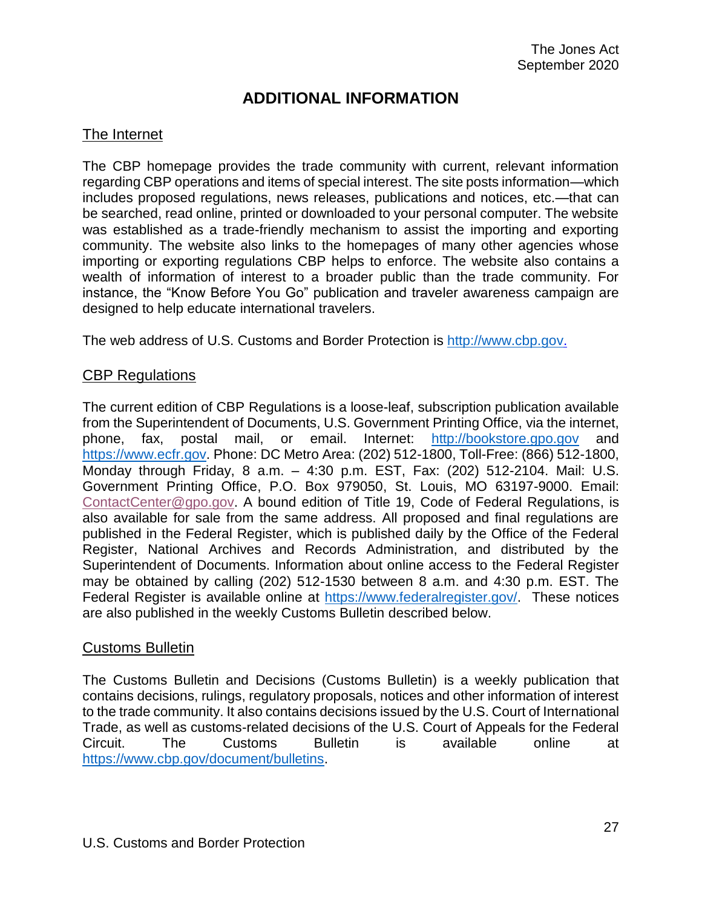# ADDITIONAL INFORMATION

## The Internet

The CBP homepage provides the trade community with current, relevant information regarding CBP operations and items of special interest. The site posts information—which includes proposed regulations, news releases, publications and notices, etc.—that can be searched, read online, printed or downloaded to your personal computer. The website was established as a trade-friendly mechanism to assist the importing and exporting community. The website also links to the homepages of many other agencies whose importing or exporting regulations CBP helps to enforce. The website also contains a wealth of information of interest to a broader public than the trade community. For instance, the "Know Before You Go" publication and traveler awareness campaign are designed to help educate international travelers.

The web address of U.S. Customs and Border Protection is http://www.cbp.gov.

## CBP Regulations

The current edition of CBP Regulations is a loose-leaf, subscription publication available from the Superintendent of Documents, U.S. Government Printing Office, via the internet, phone, fax, postal mail, or email. Internet: http://bookstore.gpo.gov and https://www.ecfr.gov. Phone: DC Metro Area: (202) 512-1800, Toll-Free: (866) 512-1800, Monday through Friday, 8 a.m. – 4:30 p.m. EST, Fax: (202) 512-2104. Mail: U.S. Government Printing Office, P.O. Box 979050, St. Louis, MO 63197-9000. Email: ContactCenter@gpo.gov. A bound edition of Title 19, Code of Federal Regulations, is also available for sale from the same address. All proposed and final regulations are published in the Federal Register, which is published daily by the Office of the Federal Register, National Archives and Records Administration, and distributed by the Superintendent of Documents. Information about online access to the Federal Register may be obtained by calling (202) 512-1530 between 8 a.m. and 4:30 p.m. EST. The Federal Register is available online at https://www.federalregister.gov/. These notices are also published in the weekly Customs Bulletin described below.

## Customs Bulletin

The Customs Bulletin and Decisions (Customs Bulletin) is a weekly publication that contains decisions, rulings, regulatory proposals, notices and other information of interest to the trade community. It also contains decisions issued by the U.S. Court of International Trade, as well as customs-related decisions of the U.S. Court of Appeals for the Federal Circuit. The Customs Bulletin is available online at https://www.cbp.gov/document/bulletins.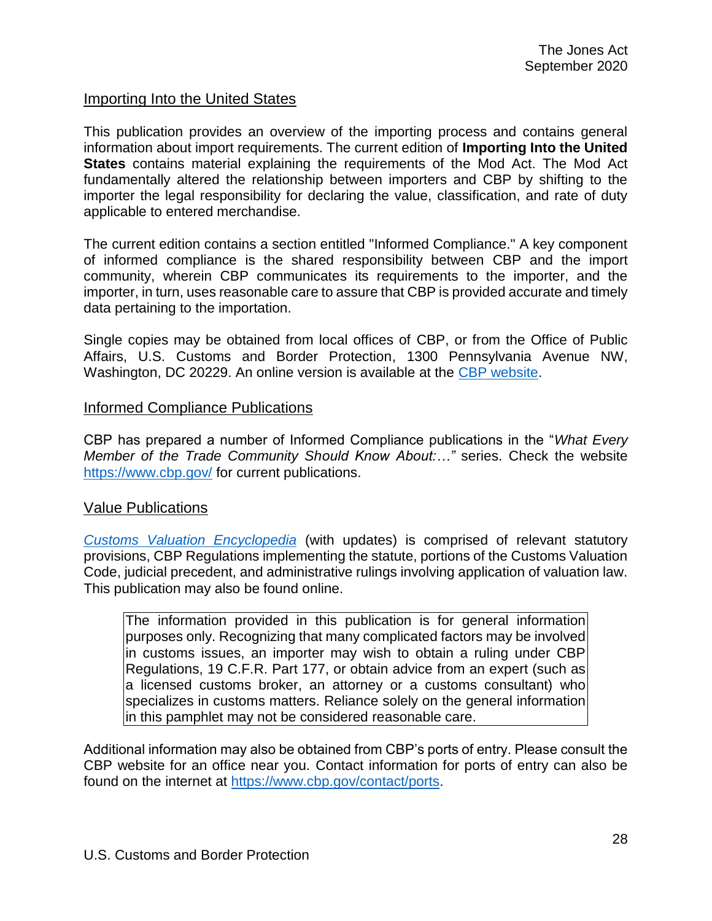## Importing Into the United States

This publication provides an overview of the importing process and contains general information about import requirements. The current edition of **Importing Into the United States** contains material explaining the requirements of the Mod Act. The Mod Act fundamentally altered the relationship between importers and CBP by shifting to the importer the legal responsibility for declaring the value, classification, and rate of duty applicable to entered merchandise.

The current edition contains a section entitled "Informed Compliance." A key component of informed compliance is the shared responsibility between CBP and the import community, wherein CBP communicates its requirements to the importer, and the importer, in turn, uses reasonable care to assure that CBP is provided accurate and timely data pertaining to the importation.

Single copies may be obtained from local offices of CBP, or from the Office of Public Affairs, U.S. Customs and Border Protection, 1300 Pennsylvania Avenue NW, Washington, DC 20229. An online version is available at the [CBP website](https://www.cbp.gov/).

## Informed Compliance Publications

CBP has prepared a number of Informed Compliance publications in the "*What Every Member of the Trade Community Should Know About:…*" series. Check the website [https://www.cbp.gov/](https://www.cbp.gov/) for current publications.

## Value Publications

*[Customs Valuation Encyclopedia](#)* (with updates) is comprised of relevant statutory provisions, CBP Regulations implementing the statute, portions of the Customs Valuation Code, judicial precedent, and administrative rulings involving application of valuation law. This publication may also be found online.

> The information provided in this publication is for general information purposes only. Recognizing that many complicated factors may be involved in customs issues, an importer may wish to obtain a ruling under CBP Regulations, 19 C.F.R. Part 177, or obtain advice from an expert (such as a licensed customs broker, an attorney or a customs consultant) who specializes in customs matters. Reliance solely on the general information in this pamphlet may not be considered reasonable care.

Additional information may also be obtained from CBP's ports of entry. Please consult the CBP website for an office near you. Contact information for ports of entry can also be found on the internet at [https://www.cbp.gov/contact/ports](https://www.cbp.gov/contact/ports).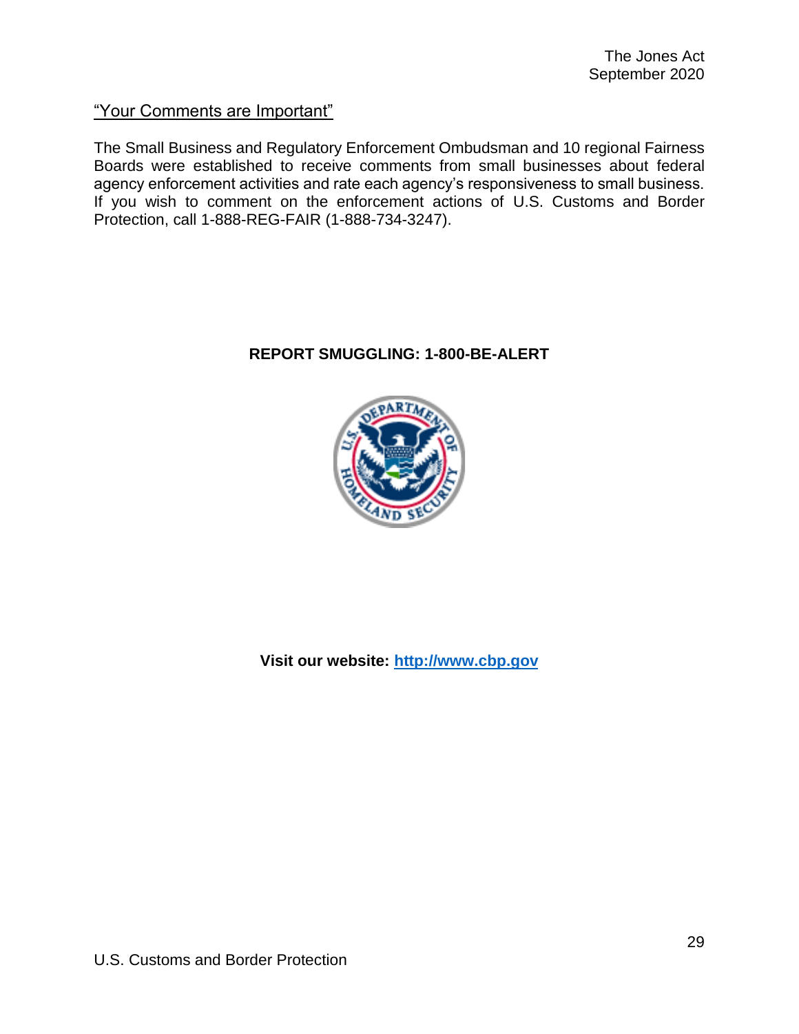"Your Comments are Important"

The Small Business and Regulatory Enforcement Ombudsman and 10 regional Fairness Boards were established to receive comments from small businesses about federal agency enforcement activities and rate each agency's responsiveness to small business. If you wish to comment on the enforcement actions of U.S. Customs and Border Protection, call 1-888-REG-FAIR (1-888-734-3247).

**REPORT SMUGGLING: 1-800-BE-ALERT**

**Visit our website: [http://www.cbp.gov](http://www.cbp.gov)**